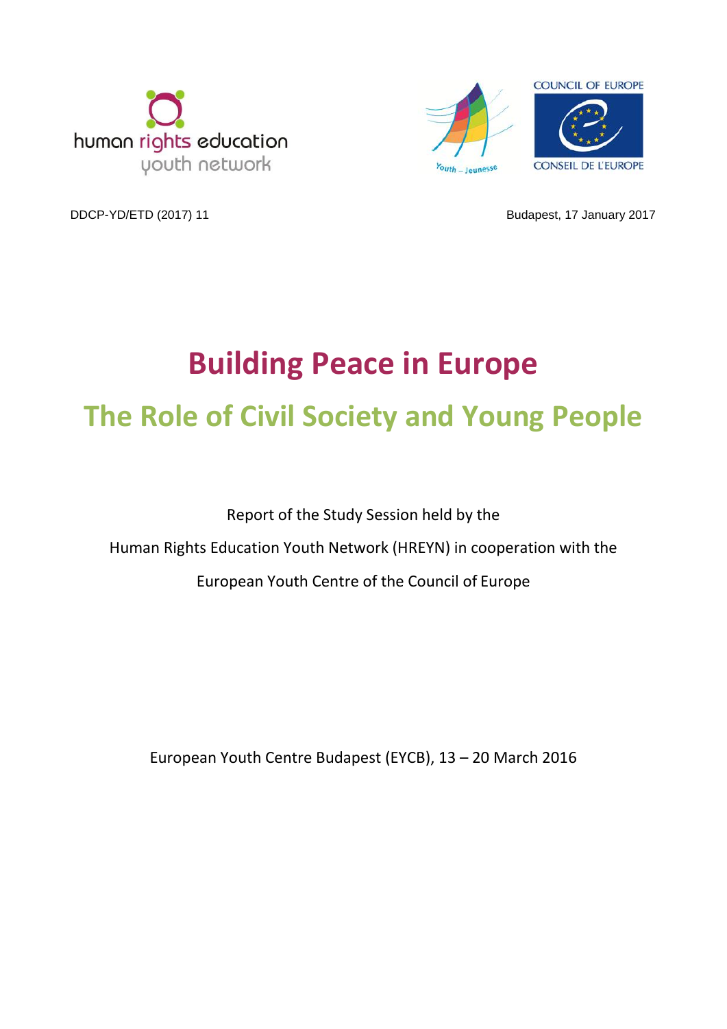human rights education
youth network

Youth – Jeunesse

COUNCIL OF EUROPE
CONSEIL DE L'EUROPE

DDCP-YD/ETD (2017) 11

Budapest, 17 January 2017

# Building Peace in Europe

## The Role of Civil Society and Young People

Report of the Study Session held by the

Human Rights Education Youth Network (HREYN) in cooperation with the

European Youth Centre of the Council of Europe

European Youth Centre Budapest (EYCB), 13 – 20 March 2016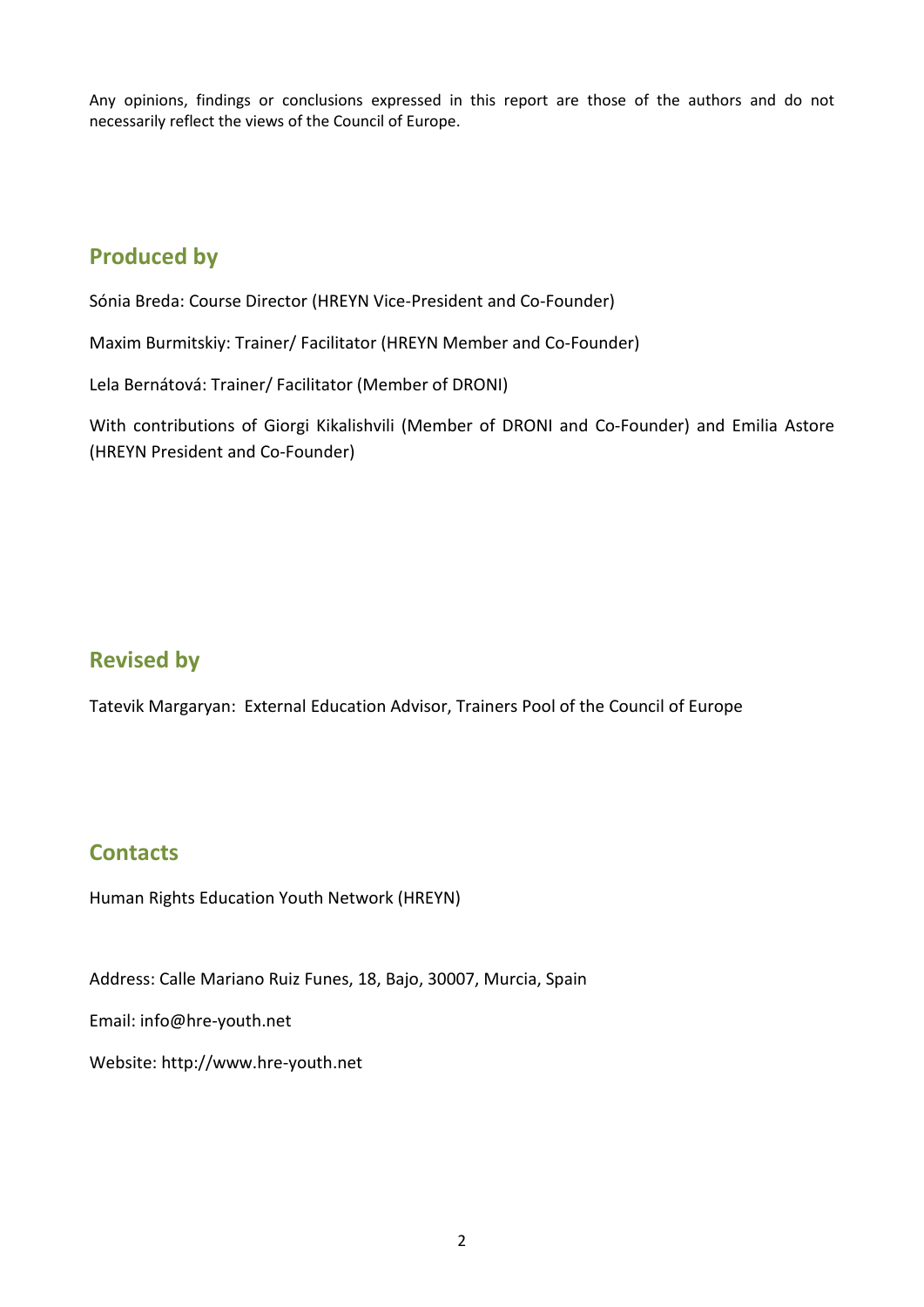Any opinions, findings or conclusions expressed in this report are those of the authors and do not necessarily reflect the views of the Council of Europe.

## Produced by

Sónia Breda: Course Director (HREYN Vice-President and Co-Founder)

Maxim Burmitskiy: Trainer/ Facilitator (HREYN Member and Co-Founder)

Lela Bernátová: Trainer/ Facilitator (Member of DRONI)

With contributions of Giorgi Kikalishvili (Member of DRONI and Co-Founder) and Emilia Astore (HREYN President and Co-Founder)

## Revised by

Tatevik Margaryan: External Education Advisor, Trainers Pool of the Council of Europe

## Contacts

Human Rights Education Youth Network (HREYN)

Address: Calle Mariano Ruiz Funes, 18, Bajo, 30007, Murcia, Spain

Email: info@hre-youth.net

Website: http://www.hre-youth.net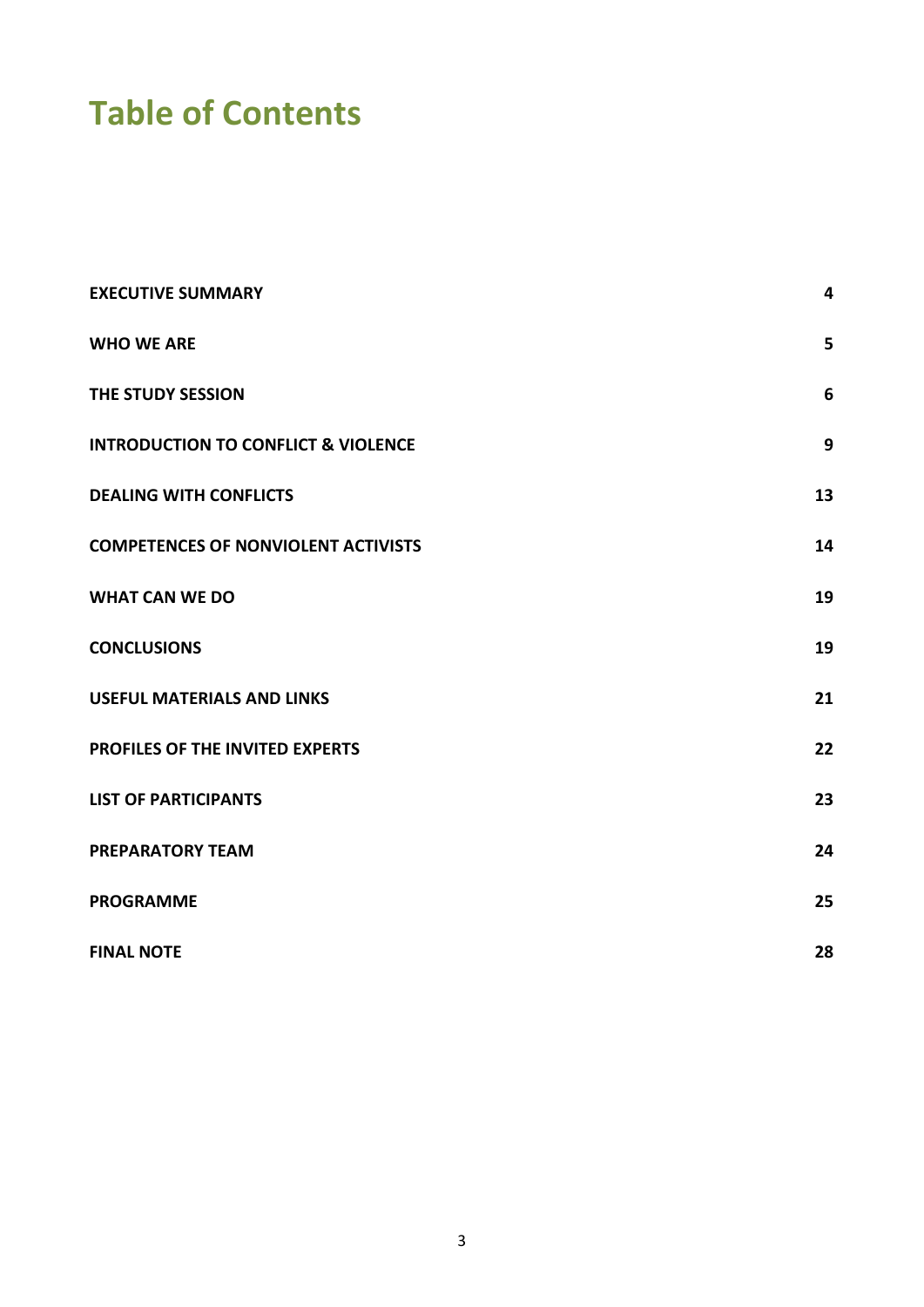# Table of Contents

| | |
|---|---|
| **EXECUTIVE SUMMARY** | **4** |
| **WHO WE ARE** | **5** |
| **THE STUDY SESSION** | **6** |
| **INTRODUCTION TO CONFLICT & VIOLENCE** | **9** |
| **DEALING WITH CONFLICTS** | **13** |
| **COMPETENCES OF NONVIOLENT ACTIVISTS** | **14** |
| **WHAT CAN WE DO** | **19** |
| **CONCLUSIONS** | **19** |
| **USEFUL MATERIALS AND LINKS** | **21** |
| **PROFILES OF THE INVITED EXPERTS** | **22** |
| **LIST OF PARTICIPANTS** | **23** |
| **PREPARATORY TEAM** | **24** |
| **PROGRAMME** | **25** |
| **FINAL NOTE** | **28** |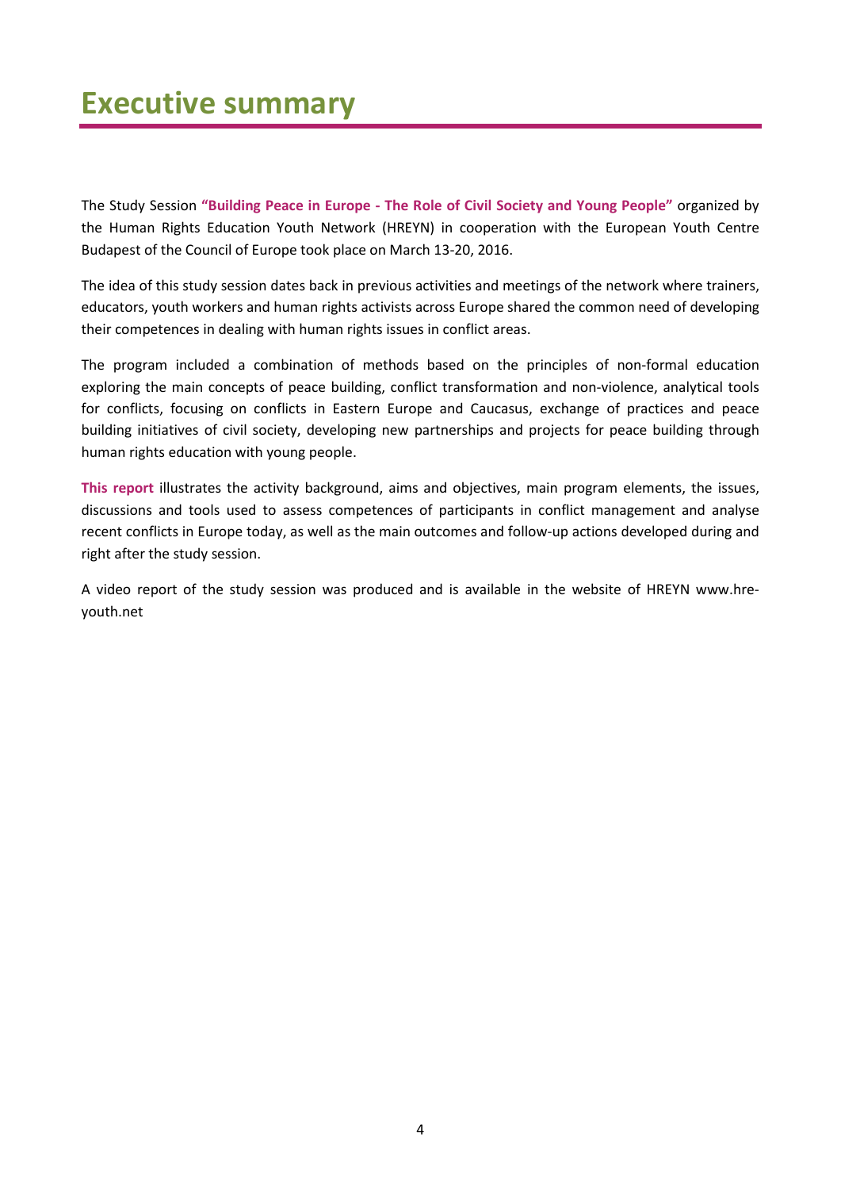# Executive summary

The Study Session **"Building Peace in Europe - The Role of Civil Society and Young People"** organized by the Human Rights Education Youth Network (HREYN) in cooperation with the European Youth Centre Budapest of the Council of Europe took place on March 13-20, 2016.

The idea of this study session dates back in previous activities and meetings of the network where trainers, educators, youth workers and human rights activists across Europe shared the common need of developing their competences in dealing with human rights issues in conflict areas.

The program included a combination of methods based on the principles of non-formal education exploring the main concepts of peace building, conflict transformation and non-violence, analytical tools for conflicts, focusing on conflicts in Eastern Europe and Caucasus, exchange of practices and peace building initiatives of civil society, developing new partnerships and projects for peace building through human rights education with young people.

**This report** illustrates the activity background, aims and objectives, main program elements, the issues, discussions and tools used to assess competences of participants in conflict management and analyse recent conflicts in Europe today, as well as the main outcomes and follow-up actions developed during and right after the study session.

A video report of the study session was produced and is available in the website of HREYN www.hre-youth.net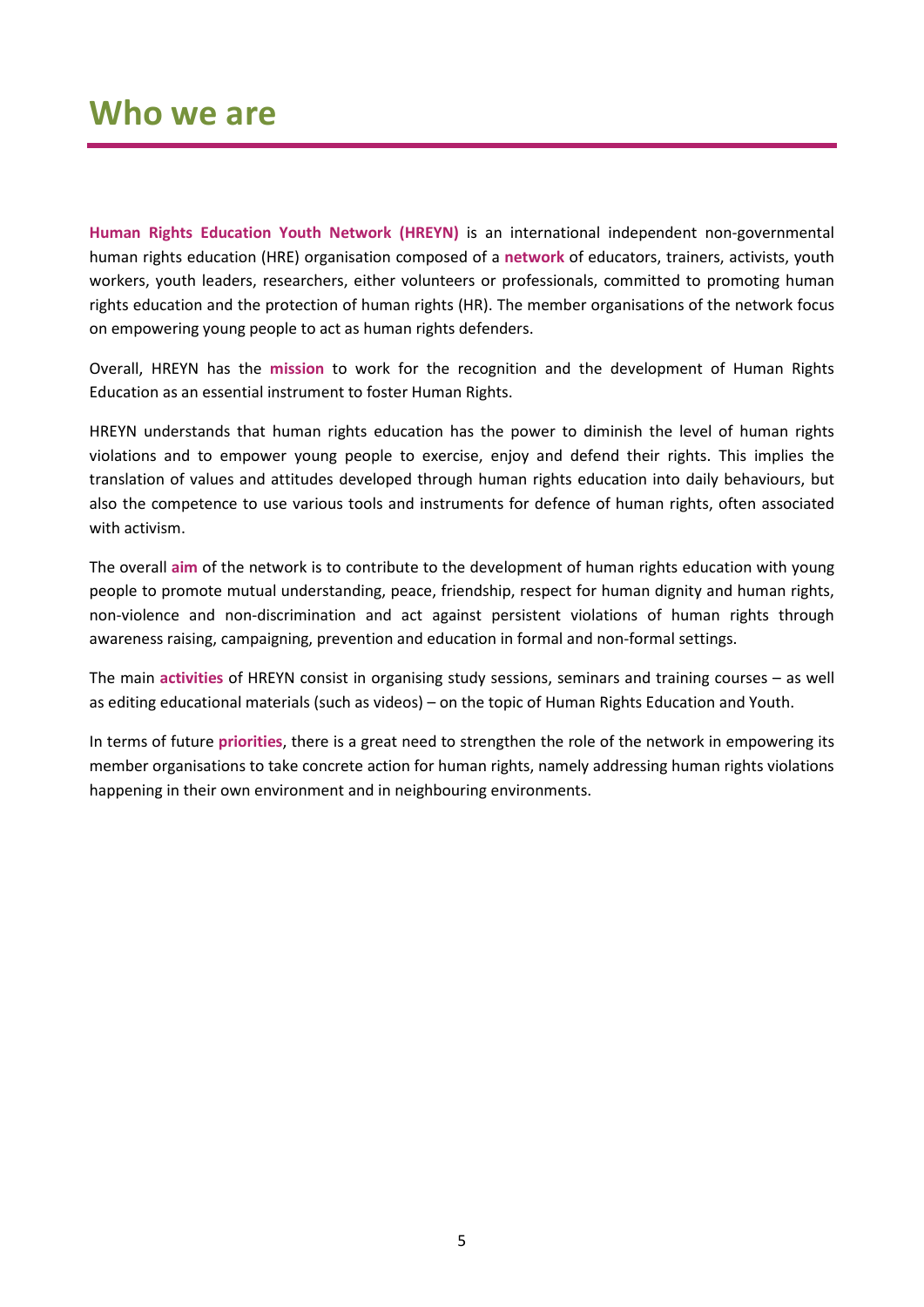# Who we are

**Human Rights Education Youth Network (HREYN)** is an international independent non-governmental human rights education (HRE) organisation composed of a **network** of educators, trainers, activists, youth workers, youth leaders, researchers, either volunteers or professionals, committed to promoting human rights education and the protection of human rights (HR). The member organisations of the network focus on empowering young people to act as human rights defenders.

Overall, HREYN has the **mission** to work for the recognition and the development of Human Rights Education as an essential instrument to foster Human Rights.

HREYN understands that human rights education has the power to diminish the level of human rights violations and to empower young people to exercise, enjoy and defend their rights. This implies the translation of values and attitudes developed through human rights education into daily behaviours, but also the competence to use various tools and instruments for defence of human rights, often associated with activism.

The overall **aim** of the network is to contribute to the development of human rights education with young people to promote mutual understanding, peace, friendship, respect for human dignity and human rights, non-violence and non-discrimination and act against persistent violations of human rights through awareness raising, campaigning, prevention and education in formal and non-formal settings.

The main **activities** of HREYN consist in organising study sessions, seminars and training courses – as well as editing educational materials (such as videos) – on the topic of Human Rights Education and Youth.

In terms of future **priorities**, there is a great need to strengthen the role of the network in empowering its member organisations to take concrete action for human rights, namely addressing human rights violations happening in their own environment and in neighbouring environments.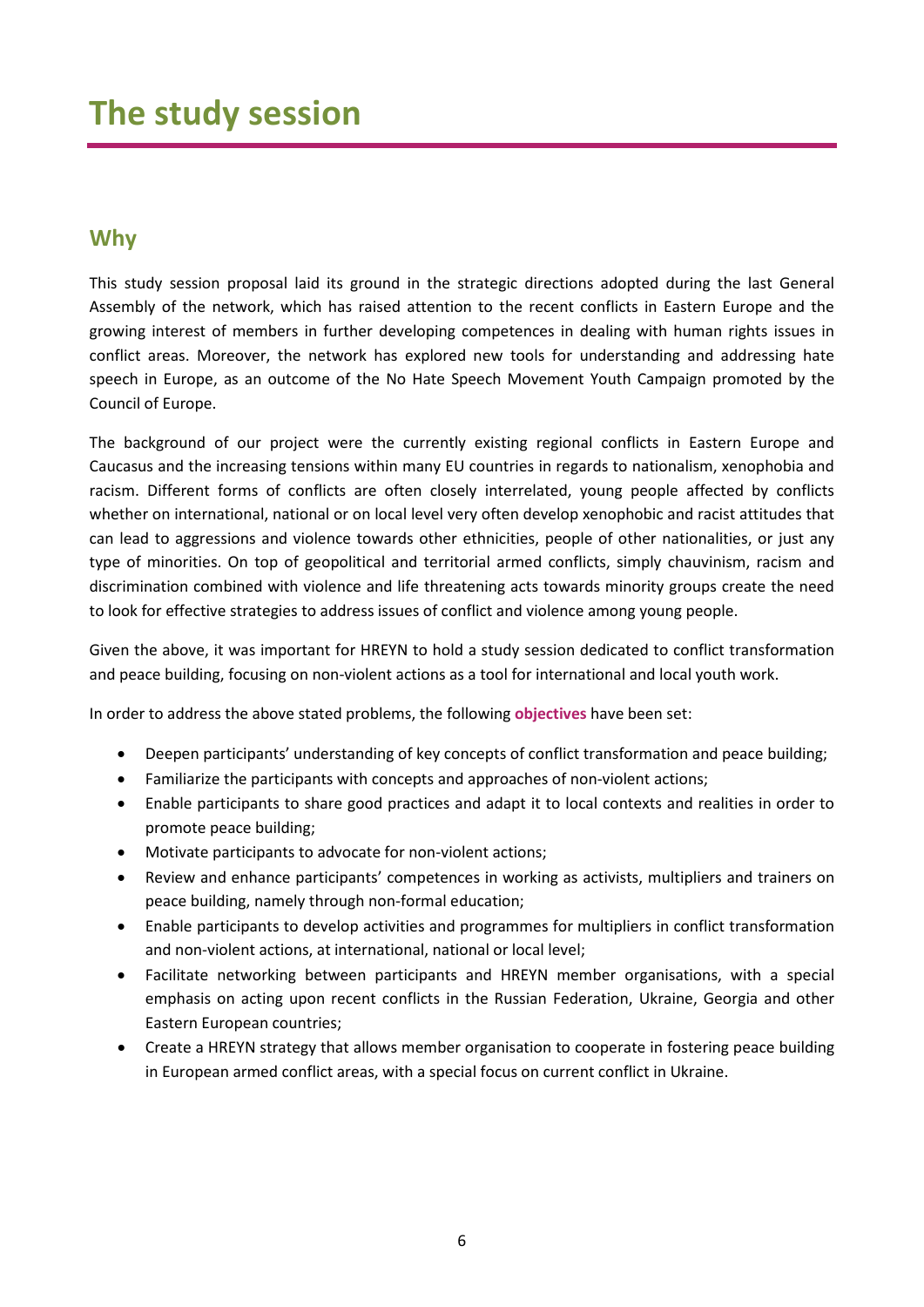# The study session

## Why

This study session proposal laid its ground in the strategic directions adopted during the last General Assembly of the network, which has raised attention to the recent conflicts in Eastern Europe and the growing interest of members in further developing competences in dealing with human rights issues in conflict areas. Moreover, the network has explored new tools for understanding and addressing hate speech in Europe, as an outcome of the No Hate Speech Movement Youth Campaign promoted by the Council of Europe.

The background of our project were the currently existing regional conflicts in Eastern Europe and Caucasus and the increasing tensions within many EU countries in regards to nationalism, xenophobia and racism. Different forms of conflicts are often closely interrelated, young people affected by conflicts whether on international, national or on local level very often develop xenophobic and racist attitudes that can lead to aggressions and violence towards other ethnicities, people of other nationalities, or just any type of minorities. On top of geopolitical and territorial armed conflicts, simply chauvinism, racism and discrimination combined with violence and life threatening acts towards minority groups create the need to look for effective strategies to address issues of conflict and violence among young people.

Given the above, it was important for HREYN to hold a study session dedicated to conflict transformation and peace building, focusing on non-violent actions as a tool for international and local youth work.

In order to address the above stated problems, the following **objectives** have been set:

- Deepen participants' understanding of key concepts of conflict transformation and peace building;
- Familiarize the participants with concepts and approaches of non-violent actions;
- Enable participants to share good practices and adapt it to local contexts and realities in order to promote peace building;
- Motivate participants to advocate for non-violent actions;
- Review and enhance participants' competences in working as activists, multipliers and trainers on peace building, namely through non-formal education;
- Enable participants to develop activities and programmes for multipliers in conflict transformation and non-violent actions, at international, national or local level;
- Facilitate networking between participants and HREYN member organisations, with a special emphasis on acting upon recent conflicts in the Russian Federation, Ukraine, Georgia and other Eastern European countries;
- Create a HREYN strategy that allows member organisation to cooperate in fostering peace building in European armed conflict areas, with a special focus on current conflict in Ukraine.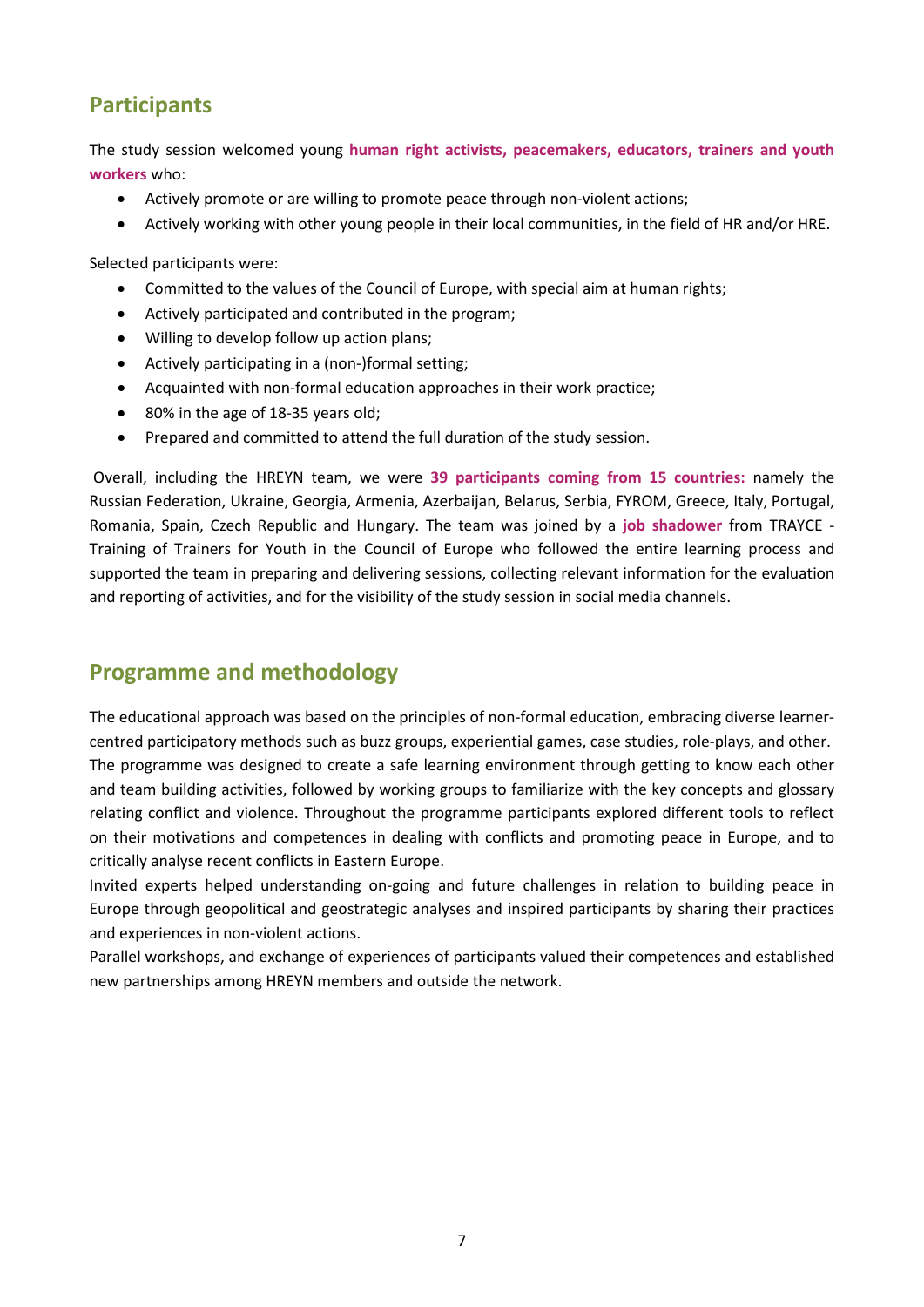## Participants

The study session welcomed young **human right activists, peacemakers, educators, trainers and youth workers** who:

- Actively promote or are willing to promote peace through non-violent actions;
- Actively working with other young people in their local communities, in the field of HR and/or HRE.

Selected participants were:

- Committed to the values of the Council of Europe, with special aim at human rights;
- Actively participated and contributed in the program;
- Willing to develop follow up action plans;
- Actively participating in a (non-)formal setting;
- Acquainted with non-formal education approaches in their work practice;
- 80% in the age of 18-35 years old;
- Prepared and committed to attend the full duration of the study session.

Overall, including the HREYN team, we were **39 participants coming from 15 countries:** namely the Russian Federation, Ukraine, Georgia, Armenia, Azerbaijan, Belarus, Serbia, FYROM, Greece, Italy, Portugal, Romania, Spain, Czech Republic and Hungary. The team was joined by a **job shadower** from TRAYCE - Training of Trainers for Youth in the Council of Europe who followed the entire learning process and supported the team in preparing and delivering sessions, collecting relevant information for the evaluation and reporting of activities, and for the visibility of the study session in social media channels.

## Programme and methodology

The educational approach was based on the principles of non-formal education, embracing diverse learner-centred participatory methods such as buzz groups, experiential games, case studies, role-plays, and other. The programme was designed to create a safe learning environment through getting to know each other and team building activities, followed by working groups to familiarize with the key concepts and glossary relating conflict and violence. Throughout the programme participants explored different tools to reflect on their motivations and competences in dealing with conflicts and promoting peace in Europe, and to critically analyse recent conflicts in Eastern Europe.

Invited experts helped understanding on-going and future challenges in relation to building peace in Europe through geopolitical and geostrategic analyses and inspired participants by sharing their practices and experiences in non-violent actions.

Parallel workshops, and exchange of experiences of participants valued their competences and established new partnerships among HREYN members and outside the network.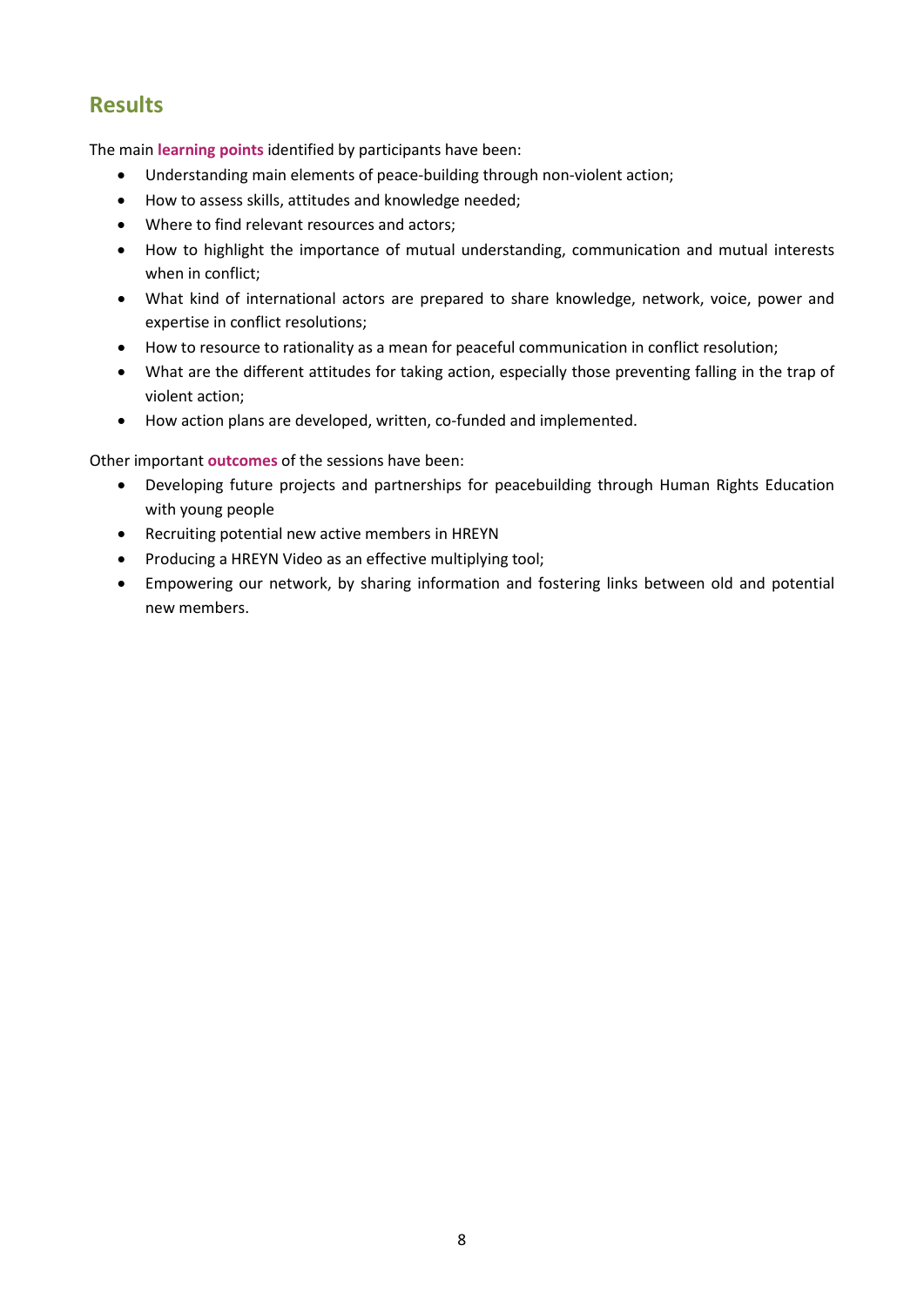## Results

The main **learning points** identified by participants have been:

- Understanding main elements of peace-building through non-violent action;
- How to assess skills, attitudes and knowledge needed;
- Where to find relevant resources and actors;
- How to highlight the importance of mutual understanding, communication and mutual interests when in conflict;
- What kind of international actors are prepared to share knowledge, network, voice, power and expertise in conflict resolutions;
- How to resource to rationality as a mean for peaceful communication in conflict resolution;
- What are the different attitudes for taking action, especially those preventing falling in the trap of violent action;
- How action plans are developed, written, co-funded and implemented.

Other important **outcomes** of the sessions have been:

- Developing future projects and partnerships for peacebuilding through Human Rights Education with young people
- Recruiting potential new active members in HREYN
- Producing a HREYN Video as an effective multiplying tool;
- Empowering our network, by sharing information and fostering links between old and potential new members.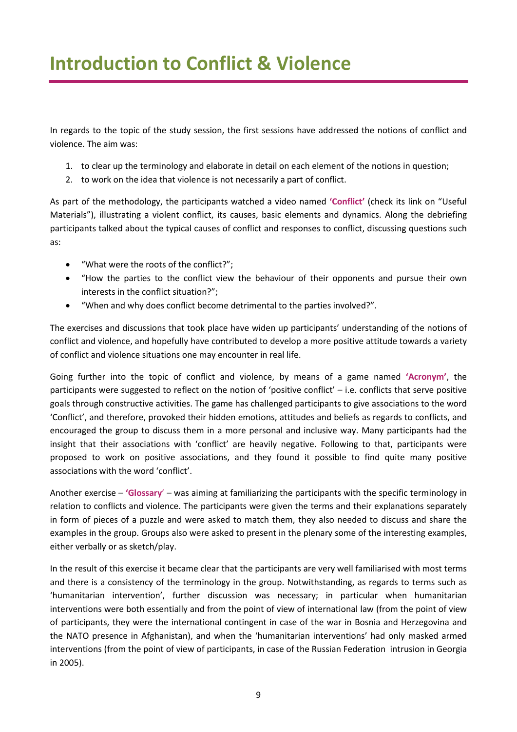# Introduction to Conflict & Violence

In regards to the topic of the study session, the first sessions have addressed the notions of conflict and violence. The aim was:

1. to clear up the terminology and elaborate in detail on each element of the notions in question;
2. to work on the idea that violence is not necessarily a part of conflict.

As part of the methodology, the participants watched a video named **'Conflict'** (check its link on "Useful Materials"), illustrating a violent conflict, its causes, basic elements and dynamics. Along the debriefing participants talked about the typical causes of conflict and responses to conflict, discussing questions such as:

- "What were the roots of the conflict?";
- "How the parties to the conflict view the behaviour of their opponents and pursue their own interests in the conflict situation?";
- "When and why does conflict become detrimental to the parties involved?".

The exercises and discussions that took place have widen up participants' understanding of the notions of conflict and violence, and hopefully have contributed to develop a more positive attitude towards a variety of conflict and violence situations one may encounter in real life.

Going further into the topic of conflict and violence, by means of a game named **'Acronym'**, the participants were suggested to reflect on the notion of 'positive conflict' – i.e. conflicts that serve positive goals through constructive activities. The game has challenged participants to give associations to the word 'Conflict', and therefore, provoked their hidden emotions, attitudes and beliefs as regards to conflicts, and encouraged the group to discuss them in a more personal and inclusive way. Many participants had the insight that their associations with 'conflict' are heavily negative. Following to that, participants were proposed to work on positive associations, and they found it possible to find quite many positive associations with the word 'conflict'.

Another exercise – **'Glossary'** – was aiming at familiarizing the participants with the specific terminology in relation to conflicts and violence. The participants were given the terms and their explanations separately in form of pieces of a puzzle and were asked to match them, they also needed to discuss and share the examples in the group. Groups also were asked to present in the plenary some of the interesting examples, either verbally or as sketch/play.

In the result of this exercise it became clear that the participants are very well familiarised with most terms and there is a consistency of the terminology in the group. Notwithstanding, as regards to terms such as 'humanitarian intervention', further discussion was necessary; in particular when humanitarian interventions were both essentially and from the point of view of international law (from the point of view of participants, they were the international contingent in case of the war in Bosnia and Herzegovina and the NATO presence in Afghanistan), and when the 'humanitarian interventions' had only masked armed interventions (from the point of view of participants, in case of the Russian Federation intrusion in Georgia in 2005).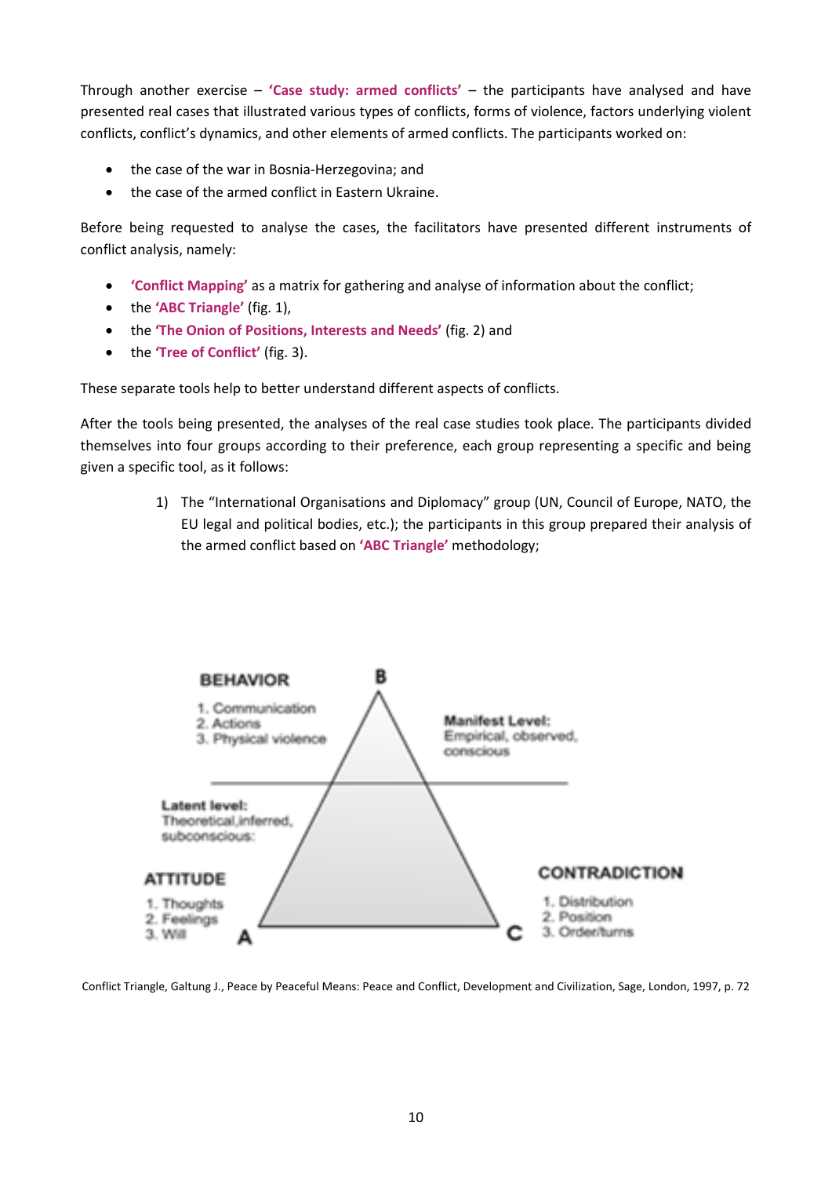Through another exercise – **'Case study: armed conflicts'** – the participants have analysed and have presented real cases that illustrated various types of conflicts, forms of violence, factors underlying violent conflicts, conflict's dynamics, and other elements of armed conflicts. The participants worked on:

- the case of the war in Bosnia-Herzegovina; and
- the case of the armed conflict in Eastern Ukraine.

Before being requested to analyse the cases, the facilitators have presented different instruments of conflict analysis, namely:

- **'Conflict Mapping'** as a matrix for gathering and analyse of information about the conflict;
- the **'ABC Triangle'** (fig. 1),
- the **'The Onion of Positions, Interests and Needs'** (fig. 2) and
- the **'Tree of Conflict'** (fig. 3).

These separate tools help to better understand different aspects of conflicts.

After the tools being presented, the analyses of the real case studies took place. The participants divided themselves into four groups according to their preference, each group representing a specific and being given a specific tool, as it follows:

1) The "International Organisations and Diplomacy" group (UN, Council of Europe, NATO, the EU legal and political bodies, etc.); the participants in this group prepared their analysis of the armed conflict based on **'ABC Triangle'** methodology;

**BEHAVIOR**

1. Communication
2. Actions
3. Physical violence

B

**Manifest Level:** Empirical, observed, conscious

**Latent level:** Theoretical, inferred, subconscious

**ATTITUDE**

1. Thoughts
2. Feelings
3. Will

A

**CONTRADICTION**

1. Distribution
2. Position
3. Order/turns

C

Conflict Triangle, Galtung J., Peace by Peaceful Means: Peace and Conflict, Development and Civilization, Sage, London, 1997, p. 72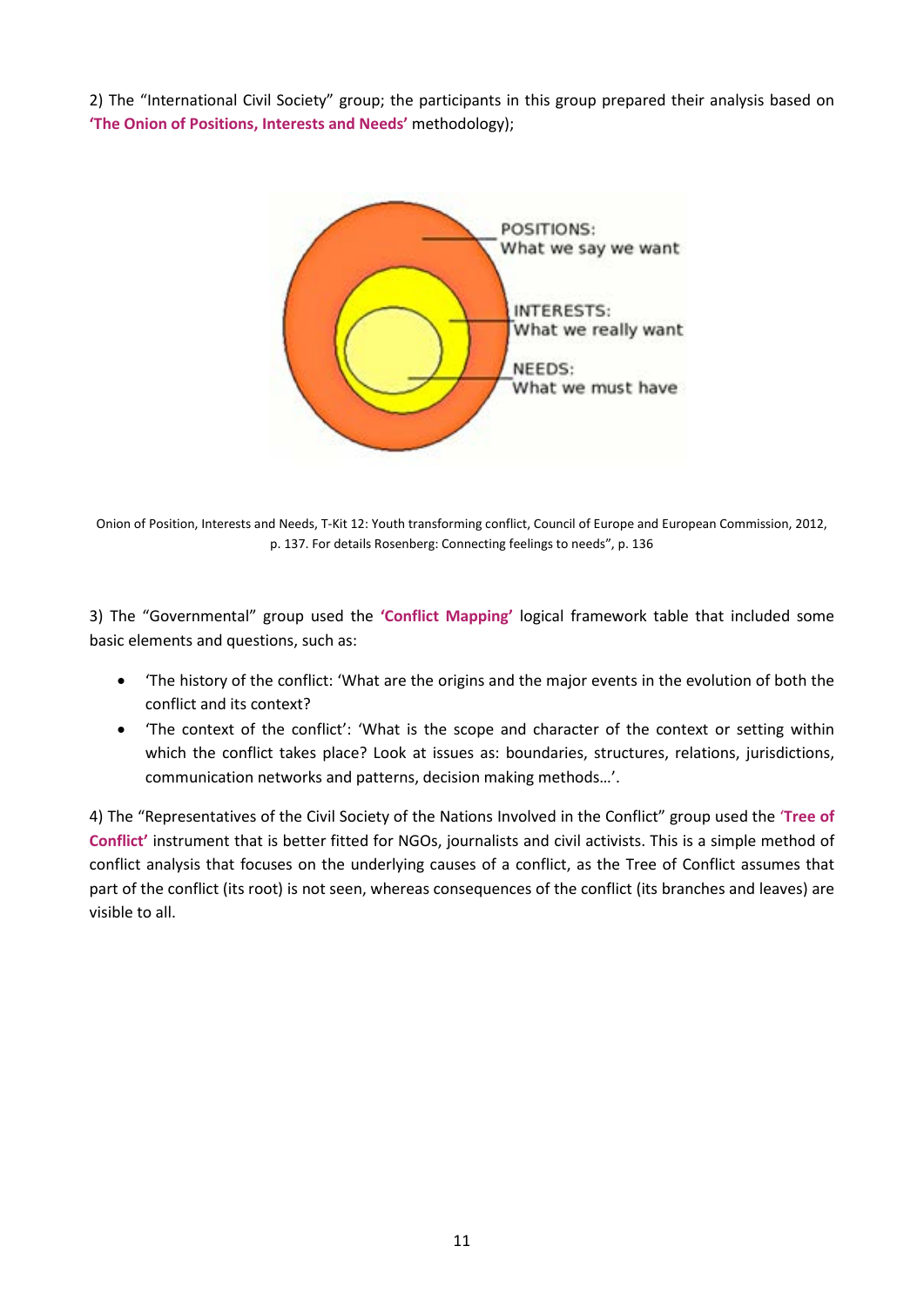2) The “International Civil Society” group; the participants in this group prepared their analysis based on **‘The Onion of Positions, Interests and Needs’** methodology);

POSITIONS:
What we say we want

INTERESTS:
What we really want

NEEDS:
What we must have

Onion of Position, Interests and Needs, T-Kit 12: Youth transforming conflict, Council of Europe and European Commission, 2012, p. 137. For details Rosenberg: Connecting feelings to needs”, p. 136

3) The “Governmental” group used the **‘Conflict Mapping’** logical framework table that included some basic elements and questions, such as:

- ‘The history of the conflict: ‘What are the origins and the major events in the evolution of both the conflict and its context?
- ‘The context of the conflict’: ‘What is the scope and character of the context or setting within which the conflict takes place? Look at issues as: boundaries, structures, relations, jurisdictions, communication networks and patterns, decision making methods…’.

4) The “Representatives of the Civil Society of the Nations Involved in the Conflict” group used the **‘Tree of Conflict’** instrument that is better fitted for NGOs, journalists and civil activists. This is a simple method of conflict analysis that focuses on the underlying causes of a conflict, as the Tree of Conflict assumes that part of the conflict (its root) is not seen, whereas consequences of the conflict (its branches and leaves) are visible to all.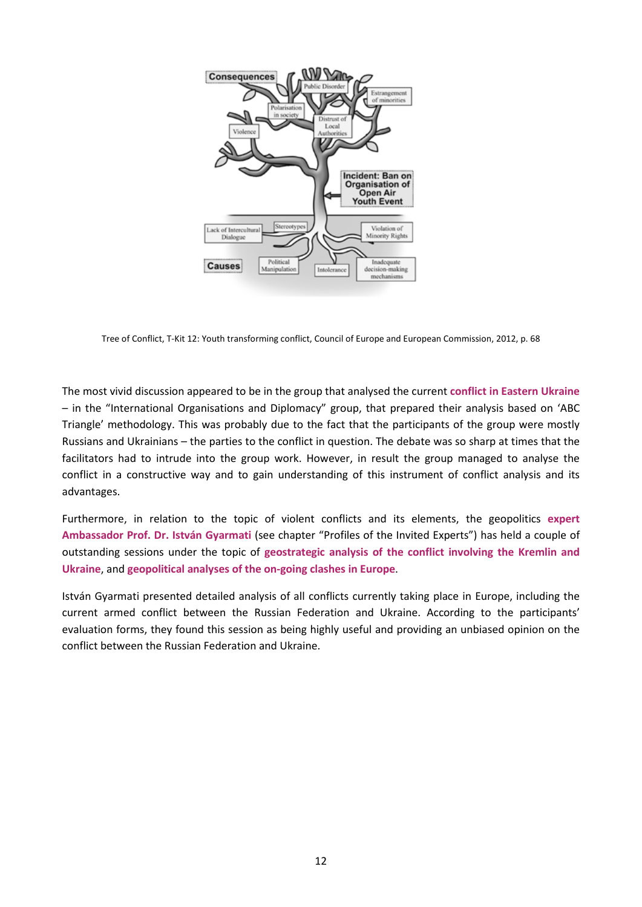Tree of Conflict, T-Kit 12: Youth transforming conflict, Council of Europe and European Commission, 2012, p. 68

The most vivid discussion appeared to be in the group that analysed the current **conflict in Eastern Ukraine** – in the "International Organisations and Diplomacy" group, that prepared their analysis based on 'ABC Triangle' methodology. This was probably due to the fact that the participants of the group were mostly Russians and Ukrainians – the parties to the conflict in question. The debate was so sharp at times that the facilitators had to intrude into the group work. However, in result the group managed to analyse the conflict in a constructive way and to gain understanding of this instrument of conflict analysis and its advantages.

Furthermore, in relation to the topic of violent conflicts and its elements, the geopolitics **expert Ambassador Prof. Dr. István Gyarmati** (see chapter "Profiles of the Invited Experts") has held a couple of outstanding sessions under the topic of **geostrategic analysis of the conflict involving the Kremlin and Ukraine**, and **geopolitical analyses of the on-going clashes in Europe**.

István Gyarmati presented detailed analysis of all conflicts currently taking place in Europe, including the current armed conflict between the Russian Federation and Ukraine. According to the participants' evaluation forms, they found this session as being highly useful and providing an unbiased opinion on the conflict between the Russian Federation and Ukraine.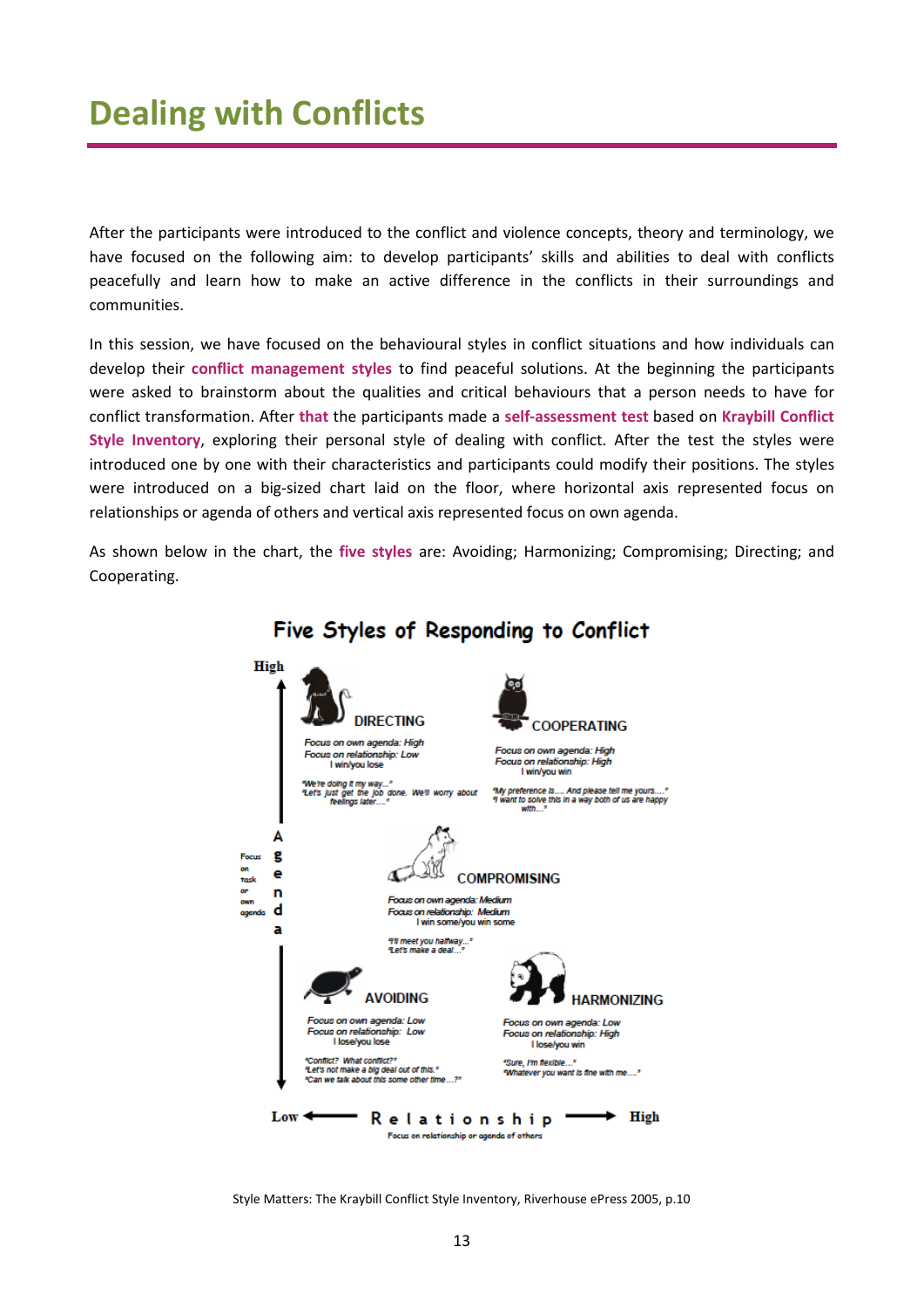# Dealing with Conflicts

After the participants were introduced to the conflict and violence concepts, theory and terminology, we have focused on the following aim: to develop participants' skills and abilities to deal with conflicts peacefully and learn how to make an active difference in the conflicts in their surroundings and communities.

In this session, we have focused on the behavioural styles in conflict situations and how individuals can develop their **conflict management styles** to find peaceful solutions. At the beginning the participants were asked to brainstorm about the qualities and critical behaviours that a person needs to have for conflict transformation. After **that** the participants made a **self-assessment test** based on **Kraybill Conflict Style Inventory**, exploring their personal style of dealing with conflict. After the test the styles were introduced one by one with their characteristics and participants could modify their positions. The styles were introduced on a big-sized chart laid on the floor, where horizontal axis represented focus on relationships or agenda of others and vertical axis represented focus on own agenda.

As shown below in the chart, the **five styles** are: Avoiding; Harmonizing; Compromising; Directing; and Cooperating.

**Five Styles of Responding to Conflict**

High

Agenda (Focus on task or own agenda)

**DIRECTING**
*Focus on own agenda: High*
*Focus on relationship: Low*
I win/you lose

*"We're doing it my way..."*
*"Let's just get the job done. We'll worry about feelings later...."*

**COOPERATING**
*Focus on own agenda: High*
*Focus on relationship: High*
I win/you win

*"My preference is.... And please tell me yours...."*
*"I want to solve this in a way both of us are happy with..."*

**COMPROMISING**
*Focus on own agenda: Medium*
*Focus on relationship: Medium*
I win some/you win some

*"I'll meet you halfway..."*
*"Let's make a deal..."*

**AVOIDING**
*Focus on own agenda: Low*
*Focus on relationship: Low*
I lose/you lose

*"Conflict? What conflict?"*
*"Let's not make a big deal out of this."*
*"Can we talk about this some other time...?"*

**HARMONIZING**
*Focus on own agenda: Low*
*Focus on relationship: High*
I lose/you win

*"Sure, I'm flexible..."*
*"Whatever you want is fine with me...."*

Low ← Relationship → High
Focus on relationship or agenda of others

Style Matters: The Kraybill Conflict Style Inventory, Riverhouse ePress 2005, p.10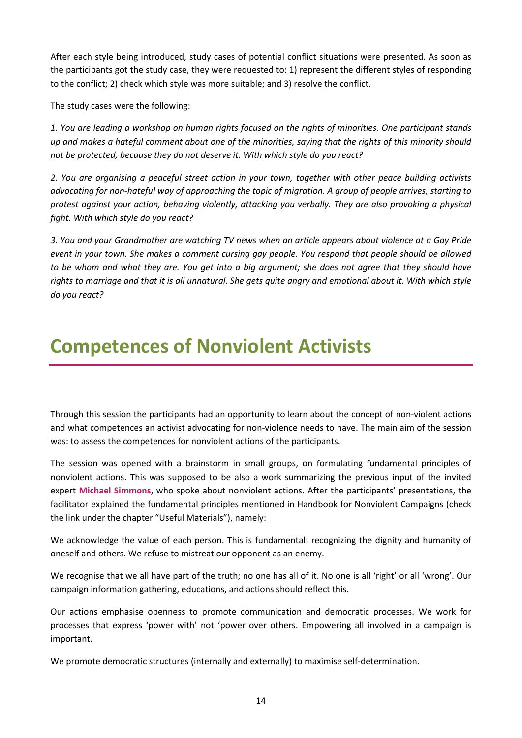After each style being introduced, study cases of potential conflict situations were presented. As soon as the participants got the study case, they were requested to: 1) represent the different styles of responding to the conflict; 2) check which style was more suitable; and 3) resolve the conflict.

The study cases were the following:

*1. You are leading a workshop on human rights focused on the rights of minorities. One participant stands up and makes a hateful comment about one of the minorities, saying that the rights of this minority should not be protected, because they do not deserve it. With which style do you react?*

*2. You are organising a peaceful street action in your town, together with other peace building activists advocating for non-hateful way of approaching the topic of migration. A group of people arrives, starting to protest against your action, behaving violently, attacking you verbally. They are also provoking a physical fight. With which style do you react?*

*3. You and your Grandmother are watching TV news when an article appears about violence at a Gay Pride event in your town. She makes a comment cursing gay people. You respond that people should be allowed to be whom and what they are. You get into a big argument; she does not agree that they should have rights to marriage and that it is all unnatural. She gets quite angry and emotional about it. With which style do you react?*

# Competences of Nonviolent Activists

Through this session the participants had an opportunity to learn about the concept of non-violent actions and what competences an activist advocating for non-violence needs to have. The main aim of the session was: to assess the competences for nonviolent actions of the participants.

The session was opened with a brainstorm in small groups, on formulating fundamental principles of nonviolent actions. This was supposed to be also a work summarizing the previous input of the invited expert **Michael Simmons**, who spoke about nonviolent actions. After the participants' presentations, the facilitator explained the fundamental principles mentioned in Handbook for Nonviolent Campaigns (check the link under the chapter "Useful Materials"), namely:

We acknowledge the value of each person. This is fundamental: recognizing the dignity and humanity of oneself and others. We refuse to mistreat our opponent as an enemy.

We recognise that we all have part of the truth; no one has all of it. No one is all 'right' or all 'wrong'. Our campaign information gathering, educations, and actions should reflect this.

Our actions emphasise openness to promote communication and democratic processes. We work for processes that express 'power with' not 'power over others. Empowering all involved in a campaign is important.

We promote democratic structures (internally and externally) to maximise self-determination.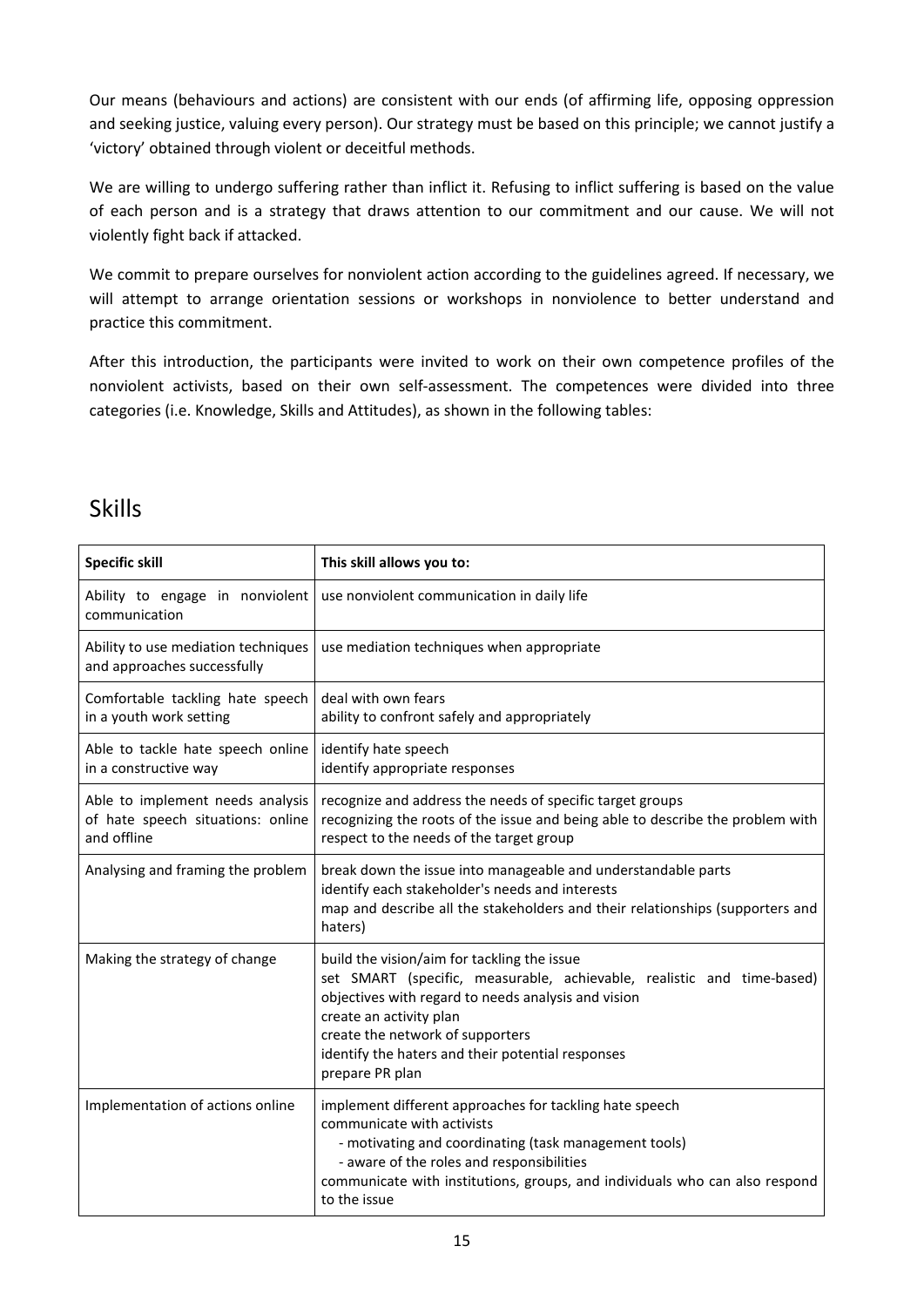Our means (behaviours and actions) are consistent with our ends (of affirming life, opposing oppression and seeking justice, valuing every person). Our strategy must be based on this principle; we cannot justify a 'victory' obtained through violent or deceitful methods.

We are willing to undergo suffering rather than inflict it. Refusing to inflict suffering is based on the value of each person and is a strategy that draws attention to our commitment and our cause. We will not violently fight back if attacked.

We commit to prepare ourselves for nonviolent action according to the guidelines agreed. If necessary, we will attempt to arrange orientation sessions or workshops in nonviolence to better understand and practice this commitment.

After this introduction, the participants were invited to work on their own competence profiles of the nonviolent activists, based on their own self-assessment. The competences were divided into three categories (i.e. Knowledge, Skills and Attitudes), as shown in the following tables:

## Skills

| **Specific skill** | **This skill allows you to:** |
|---|---|
| Ability to engage in nonviolent communication | use nonviolent communication in daily life |
| Ability to use mediation techniques and approaches successfully | use mediation techniques when appropriate |
| Comfortable tackling hate speech in a youth work setting | deal with own fears<br>ability to confront safely and appropriately |
| Able to tackle hate speech online in a constructive way | identify hate speech<br>identify appropriate responses |
| Able to implement needs analysis of hate speech situations: online and offline | recognize and address the needs of specific target groups<br>recognizing the roots of the issue and being able to describe the problem with respect to the needs of the target group |
| Analysing and framing the problem | break down the issue into manageable and understandable parts<br>identify each stakeholder's needs and interests<br>map and describe all the stakeholders and their relationships (supporters and haters) |
| Making the strategy of change | build the vision/aim for tackling the issue<br>set SMART (specific, measurable, achievable, realistic and time-based) objectives with regard to needs analysis and vision<br>create an activity plan<br>create the network of supporters<br>identify the haters and their potential responses<br>prepare PR plan |
| Implementation of actions online | implement different approaches for tackling hate speech<br>communicate with activists<br>- motivating and coordinating (task management tools)<br>- aware of the roles and responsibilities<br>communicate with institutions, groups, and individuals who can also respond to the issue |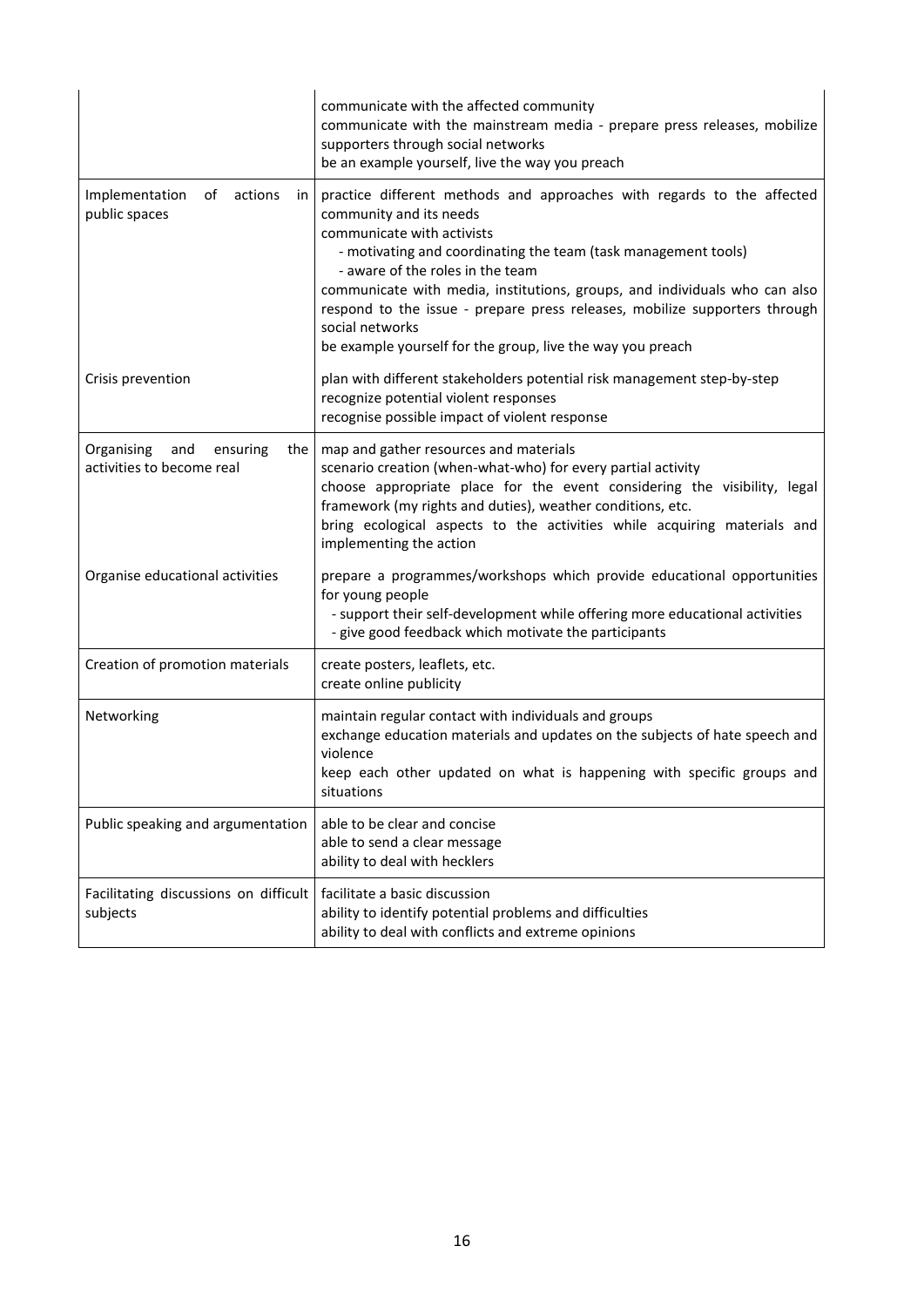| | |
|---|---|
| | communicate with the affected community<br>communicate with the mainstream media - prepare press releases, mobilize supporters through social networks<br>be an example yourself, live the way you preach |
| Implementation of actions in public spaces<br><br><br><br><br><br><br><br><br>Crisis prevention | practice different methods and approaches with regards to the affected community and its needs<br>communicate with activists<br>- motivating and coordinating the team (task management tools)<br>- aware of the roles in the team<br>communicate with media, institutions, groups, and individuals who can also respond to the issue - prepare press releases, mobilize supporters through social networks<br>be example yourself for the group, live the way you preach<br><br>plan with different stakeholders potential risk management step-by-step<br>recognize potential violent responses<br>recognise possible impact of violent response |
| Organising and ensuring the activities to become real<br><br><br><br><br><br><br>Organise educational activities | map and gather resources and materials<br>scenario creation (when-what-who) for every partial activity<br>choose appropriate place for the event considering the visibility, legal framework (my rights and duties), weather conditions, etc.<br>bring ecological aspects to the activities while acquiring materials and implementing the action<br><br>prepare a programmes/workshops which provide educational opportunities for young people<br>- support their self-development while offering more educational activities<br>- give good feedback which motivate the participants |
| Creation of promotion materials | create posters, leaflets, etc.<br>create online publicity |
| Networking | maintain regular contact with individuals and groups<br>exchange education materials and updates on the subjects of hate speech and violence<br>keep each other updated on what is happening with specific groups and situations |
| Public speaking and argumentation | able to be clear and concise<br>able to send a clear message<br>ability to deal with hecklers |
| Facilitating discussions on difficult subjects | facilitate a basic discussion<br>ability to identify potential problems and difficulties<br>ability to deal with conflicts and extreme opinions |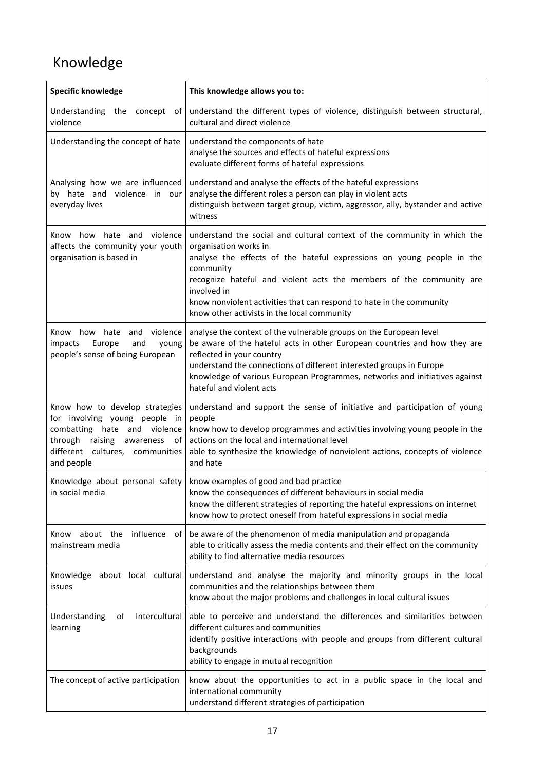# Knowledge

| Specific knowledge | This knowledge allows you to: |
|---|---|
| Understanding the concept of violence | understand the different types of violence, distinguish between structural, cultural and direct violence |
| Understanding the concept of hate | understand the components of hate<br>analyse the sources and effects of hateful expressions<br>evaluate different forms of hateful expressions |
| Analysing how we are influenced by hate and violence in our everyday lives | understand and analyse the effects of the hateful expressions<br>analyse the different roles a person can play in violent acts<br>distinguish between target group, victim, aggressor, ally, bystander and active witness |
| Know how hate and violence affects the community your youth organisation is based in | understand the social and cultural context of the community in which the organisation works in<br>analyse the effects of the hateful expressions on young people in the community<br>recognize hateful and violent acts the members of the community are involved in<br>know nonviolent activities that can respond to hate in the community<br>know other activists in the local community |
| Know how hate and violence impacts Europe and young people's sense of being European | analyse the context of the vulnerable groups on the European level<br>be aware of the hateful acts in other European countries and how they are reflected in your country<br>understand the connections of different interested groups in Europe<br>knowledge of various European Programmes, networks and initiatives against hateful and violent acts |
| Know how to develop strategies for involving young people in combatting hate and violence through raising awareness of different cultures, communities and people | understand and support the sense of initiative and participation of young people<br>know how to develop programmes and activities involving young people in the actions on the local and international level<br>able to synthesize the knowledge of nonviolent actions, concepts of violence and hate |
| Knowledge about personal safety in social media | know examples of good and bad practice<br>know the consequences of different behaviours in social media<br>know the different strategies of reporting the hateful expressions on internet<br>know how to protect oneself from hateful expressions in social media |
| Know about the influence of mainstream media | be aware of the phenomenon of media manipulation and propaganda<br>able to critically assess the media contents and their effect on the community<br>ability to find alternative media resources |
| Knowledge about local cultural issues | understand and analyse the majority and minority groups in the local communities and the relationships between them<br>know about the major problems and challenges in local cultural issues |
| Understanding of Intercultural learning | able to perceive and understand the differences and similarities between different cultures and communities<br>identify positive interactions with people and groups from different cultural backgrounds<br>ability to engage in mutual recognition |
| The concept of active participation | know about the opportunities to act in a public space in the local and international community<br>understand different strategies of participation |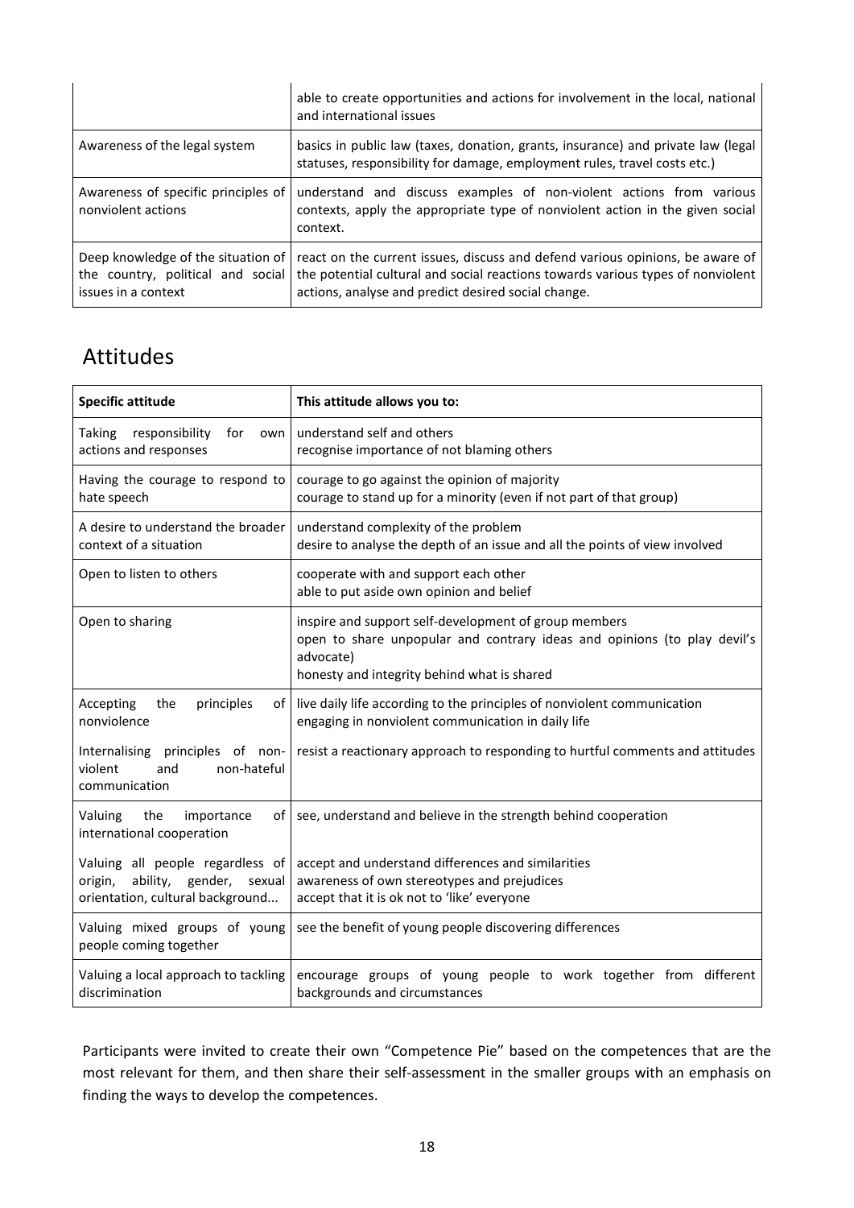| | |
|---|---|
| | able to create opportunities and actions for involvement in the local, national and international issues |
| Awareness of the legal system | basics in public law (taxes, donation, grants, insurance) and private law (legal statuses, responsibility for damage, employment rules, travel costs etc.) |
| Awareness of specific principles of nonviolent actions | understand and discuss examples of non-violent actions from various contexts, apply the appropriate type of nonviolent action in the given social context. |
| Deep knowledge of the situation of the country, political and social issues in a context | react on the current issues, discuss and defend various opinions, be aware of the potential cultural and social reactions towards various types of nonviolent actions, analyse and predict desired social change. |

## Attitudes

| **Specific attitude** | **This attitude allows you to:** |
|---|---|
| Taking responsibility for own actions and responses | understand self and others<br>recognise importance of not blaming others |
| Having the courage to respond to hate speech | courage to go against the opinion of majority<br>courage to stand up for a minority (even if not part of that group) |
| A desire to understand the broader context of a situation | understand complexity of the problem<br>desire to analyse the depth of an issue and all the points of view involved |
| Open to listen to others | cooperate with and support each other<br>able to put aside own opinion and belief |
| Open to sharing | inspire and support self-development of group members<br>open to share unpopular and contrary ideas and opinions (to play devil's advocate)<br>honesty and integrity behind what is shared |
| Accepting the principles of nonviolence | live daily life according to the principles of nonviolent communication<br>engaging in nonviolent communication in daily life |
| Internalising principles of non-violent and non-hateful communication | resist a reactionary approach to responding to hurtful comments and attitudes |
| Valuing the importance of international cooperation | see, understand and believe in the strength behind cooperation |
| Valuing all people regardless of origin, ability, gender, sexual orientation, cultural background... | accept and understand differences and similarities<br>awareness of own stereotypes and prejudices<br>accept that it is ok not to 'like' everyone |
| Valuing mixed groups of young people coming together | see the benefit of young people discovering differences |
| Valuing a local approach to tackling discrimination | encourage groups of young people to work together from different backgrounds and circumstances |

Participants were invited to create their own "Competence Pie" based on the competences that are the most relevant for them, and then share their self-assessment in the smaller groups with an emphasis on finding the ways to develop the competences.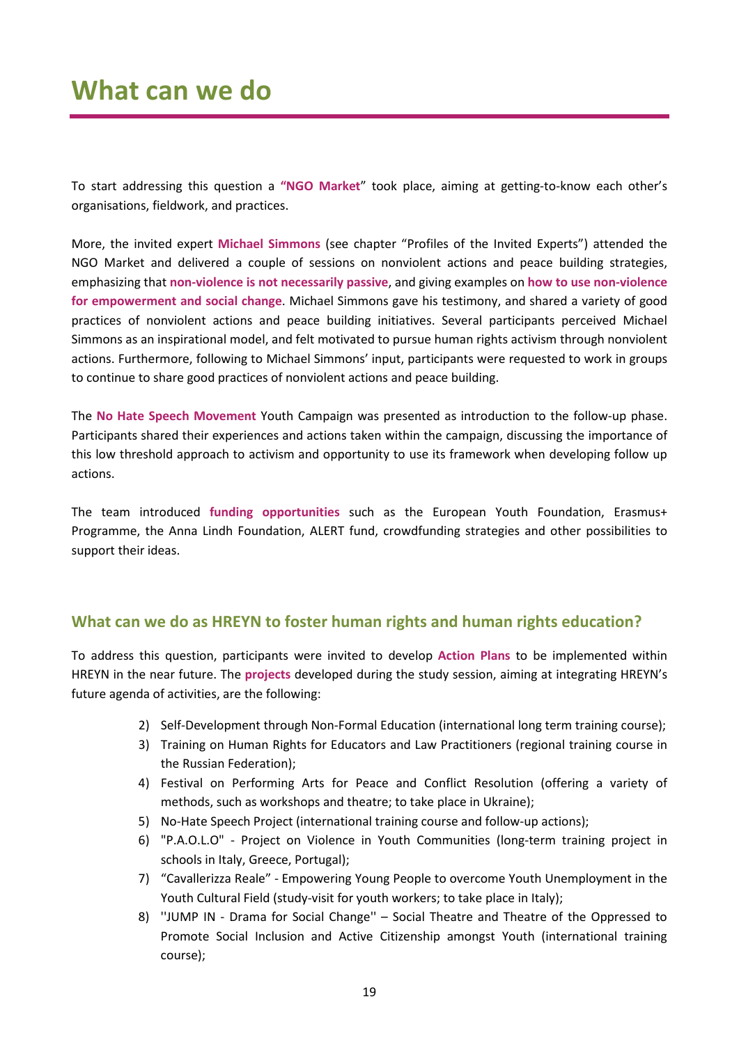# What can we do

To start addressing this question a **"NGO Market"** took place, aiming at getting-to-know each other's organisations, fieldwork, and practices.

More, the invited expert **Michael Simmons** (see chapter "Profiles of the Invited Experts") attended the NGO Market and delivered a couple of sessions on nonviolent actions and peace building strategies, emphasizing that **non-violence is not necessarily passive**, and giving examples on **how to use non-violence for empowerment and social change**. Michael Simmons gave his testimony, and shared a variety of good practices of nonviolent actions and peace building initiatives. Several participants perceived Michael Simmons as an inspirational model, and felt motivated to pursue human rights activism through nonviolent actions. Furthermore, following to Michael Simmons' input, participants were requested to work in groups to continue to share good practices of nonviolent actions and peace building.

The **No Hate Speech Movement** Youth Campaign was presented as introduction to the follow-up phase. Participants shared their experiences and actions taken within the campaign, discussing the importance of this low threshold approach to activism and opportunity to use its framework when developing follow up actions.

The team introduced **funding opportunities** such as the European Youth Foundation, Erasmus+ Programme, the Anna Lindh Foundation, ALERT fund, crowdfunding strategies and other possibilities to support their ideas.

## What can we do as HREYN to foster human rights and human rights education?

To address this question, participants were invited to develop **Action Plans** to be implemented within HREYN in the near future. The **projects** developed during the study session, aiming at integrating HREYN's future agenda of activities, are the following:

2) Self-Development through Non-Formal Education (international long term training course);
3) Training on Human Rights for Educators and Law Practitioners (regional training course in the Russian Federation);
4) Festival on Performing Arts for Peace and Conflict Resolution (offering a variety of methods, such as workshops and theatre; to take place in Ukraine);
5) No-Hate Speech Project (international training course and follow-up actions);
6) "P.A.O.L.O" - Project on Violence in Youth Communities (long-term training project in schools in Italy, Greece, Portugal);
7) "Cavallerizza Reale" - Empowering Young People to overcome Youth Unemployment in the Youth Cultural Field (study-visit for youth workers; to take place in Italy);
8) ''JUMP IN - Drama for Social Change'' – Social Theatre and Theatre of the Oppressed to Promote Social Inclusion and Active Citizenship amongst Youth (international training course);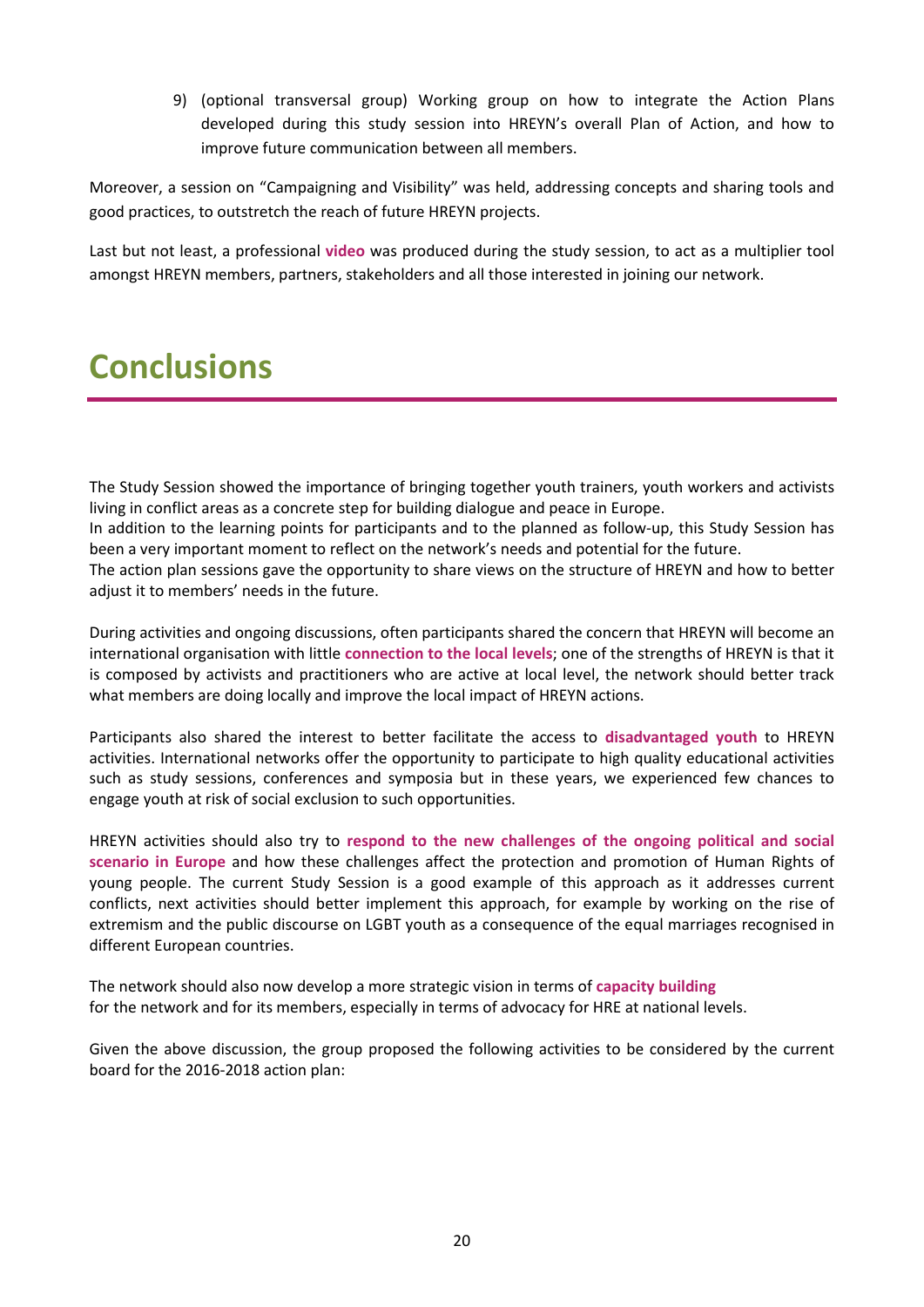9) (optional transversal group) Working group on how to integrate the Action Plans developed during this study session into HREYN's overall Plan of Action, and how to improve future communication between all members.

Moreover, a session on "Campaigning and Visibility" was held, addressing concepts and sharing tools and good practices, to outstretch the reach of future HREYN projects.

Last but not least, a professional **video** was produced during the study session, to act as a multiplier tool amongst HREYN members, partners, stakeholders and all those interested in joining our network.

# Conclusions

The Study Session showed the importance of bringing together youth trainers, youth workers and activists living in conflict areas as a concrete step for building dialogue and peace in Europe.
In addition to the learning points for participants and to the planned as follow-up, this Study Session has been a very important moment to reflect on the network's needs and potential for the future.
The action plan sessions gave the opportunity to share views on the structure of HREYN and how to better adjust it to members' needs in the future.

During activities and ongoing discussions, often participants shared the concern that HREYN will become an international organisation with little **connection to the local levels**; one of the strengths of HREYN is that it is composed by activists and practitioners who are active at local level, the network should better track what members are doing locally and improve the local impact of HREYN actions.

Participants also shared the interest to better facilitate the access to **disadvantaged youth** to HREYN activities. International networks offer the opportunity to participate to high quality educational activities such as study sessions, conferences and symposia but in these years, we experienced few chances to engage youth at risk of social exclusion to such opportunities.

HREYN activities should also try to **respond to the new challenges of the ongoing political and social scenario in Europe** and how these challenges affect the protection and promotion of Human Rights of young people. The current Study Session is a good example of this approach as it addresses current conflicts, next activities should better implement this approach, for example by working on the rise of extremism and the public discourse on LGBT youth as a consequence of the equal marriages recognised in different European countries.

The network should also now develop a more strategic vision in terms of **capacity building** for the network and for its members, especially in terms of advocacy for HRE at national levels.

Given the above discussion, the group proposed the following activities to be considered by the current board for the 2016-2018 action plan: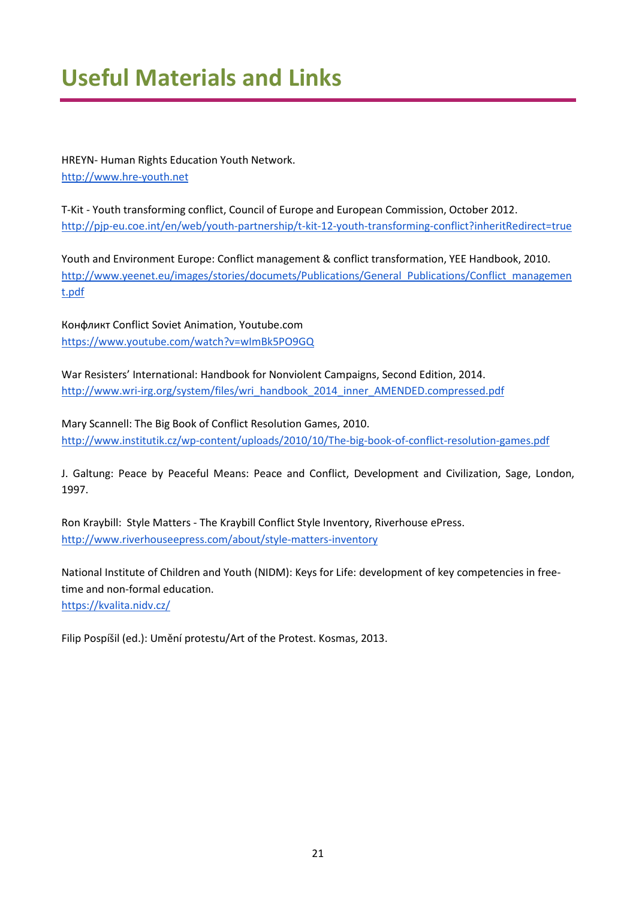# Useful Materials and Links

HREYN- Human Rights Education Youth Network.
http://www.hre-youth.net

T-Kit - Youth transforming conflict, Council of Europe and European Commission, October 2012.
http://pjp-eu.coe.int/en/web/youth-partnership/t-kit-12-youth-transforming-conflict?inheritRedirect=true

Youth and Environment Europe: Conflict management & conflict transformation, YEE Handbook, 2010.
http://www.yeenet.eu/images/stories/documets/Publications/General_Publications/Conflict_management.pdf

Конфликт Conflict Soviet Animation, Youtube.com
https://www.youtube.com/watch?v=wImBk5PO9GQ

War Resisters' International: Handbook for Nonviolent Campaigns, Second Edition, 2014.
http://www.wri-irg.org/system/files/wri_handbook_2014_inner_AMENDED.compressed.pdf

Mary Scannell: The Big Book of Conflict Resolution Games, 2010.
http://www.institutik.cz/wp-content/uploads/2010/10/The-big-book-of-conflict-resolution-games.pdf

J. Galtung: Peace by Peaceful Means: Peace and Conflict, Development and Civilization, Sage, London, 1997.

Ron Kraybill: Style Matters - The Kraybill Conflict Style Inventory, Riverhouse ePress.
http://www.riverhouseepress.com/about/style-matters-inventory

National Institute of Children and Youth (NIDM): Keys for Life: development of key competencies in free-time and non-formal education.
https://kvalita.nidv.cz/

Filip Pospíšil (ed.): Umění protestu/Art of the Protest. Kosmas, 2013.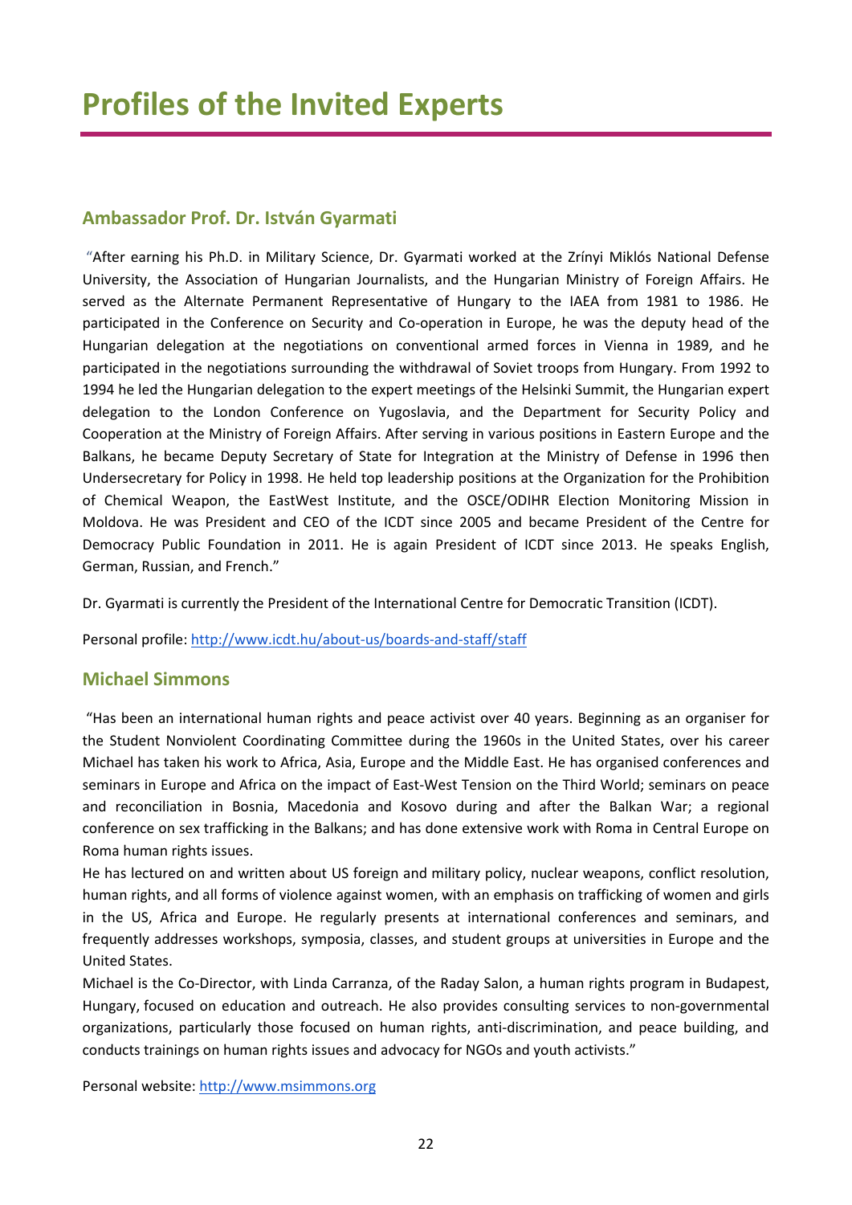# Profiles of the Invited Experts

## Ambassador Prof. Dr. István Gyarmati

"After earning his Ph.D. in Military Science, Dr. Gyarmati worked at the Zrínyi Miklós National Defense University, the Association of Hungarian Journalists, and the Hungarian Ministry of Foreign Affairs. He served as the Alternate Permanent Representative of Hungary to the IAEA from 1981 to 1986. He participated in the Conference on Security and Co-operation in Europe, he was the deputy head of the Hungarian delegation at the negotiations on conventional armed forces in Vienna in 1989, and he participated in the negotiations surrounding the withdrawal of Soviet troops from Hungary. From 1992 to 1994 he led the Hungarian delegation to the expert meetings of the Helsinki Summit, the Hungarian expert delegation to the London Conference on Yugoslavia, and the Department for Security Policy and Cooperation at the Ministry of Foreign Affairs. After serving in various positions in Eastern Europe and the Balkans, he became Deputy Secretary of State for Integration at the Ministry of Defense in 1996 then Undersecretary for Policy in 1998. He held top leadership positions at the Organization for the Prohibition of Chemical Weapon, the EastWest Institute, and the OSCE/ODIHR Election Monitoring Mission in Moldova. He was President and CEO of the ICDT since 2005 and became President of the Centre for Democracy Public Foundation in 2011. He is again President of ICDT since 2013. He speaks English, German, Russian, and French."

Dr. Gyarmati is currently the President of the International Centre for Democratic Transition (ICDT).

Personal profile: http://www.icdt.hu/about-us/boards-and-staff/staff

## Michael Simmons

"Has been an international human rights and peace activist over 40 years. Beginning as an organiser for the Student Nonviolent Coordinating Committee during the 1960s in the United States, over his career Michael has taken his work to Africa, Asia, Europe and the Middle East. He has organised conferences and seminars in Europe and Africa on the impact of East-West Tension on the Third World; seminars on peace and reconciliation in Bosnia, Macedonia and Kosovo during and after the Balkan War; a regional conference on sex trafficking in the Balkans; and has done extensive work with Roma in Central Europe on Roma human rights issues.

He has lectured on and written about US foreign and military policy, nuclear weapons, conflict resolution, human rights, and all forms of violence against women, with an emphasis on trafficking of women and girls in the US, Africa and Europe. He regularly presents at international conferences and seminars, and frequently addresses workshops, symposia, classes, and student groups at universities in Europe and the United States.

Michael is the Co-Director, with Linda Carranza, of the Raday Salon, a human rights program in Budapest, Hungary, focused on education and outreach. He also provides consulting services to non-governmental organizations, particularly those focused on human rights, anti-discrimination, and peace building, and conducts trainings on human rights issues and advocacy for NGOs and youth activists."

Personal website: http://www.msimmons.org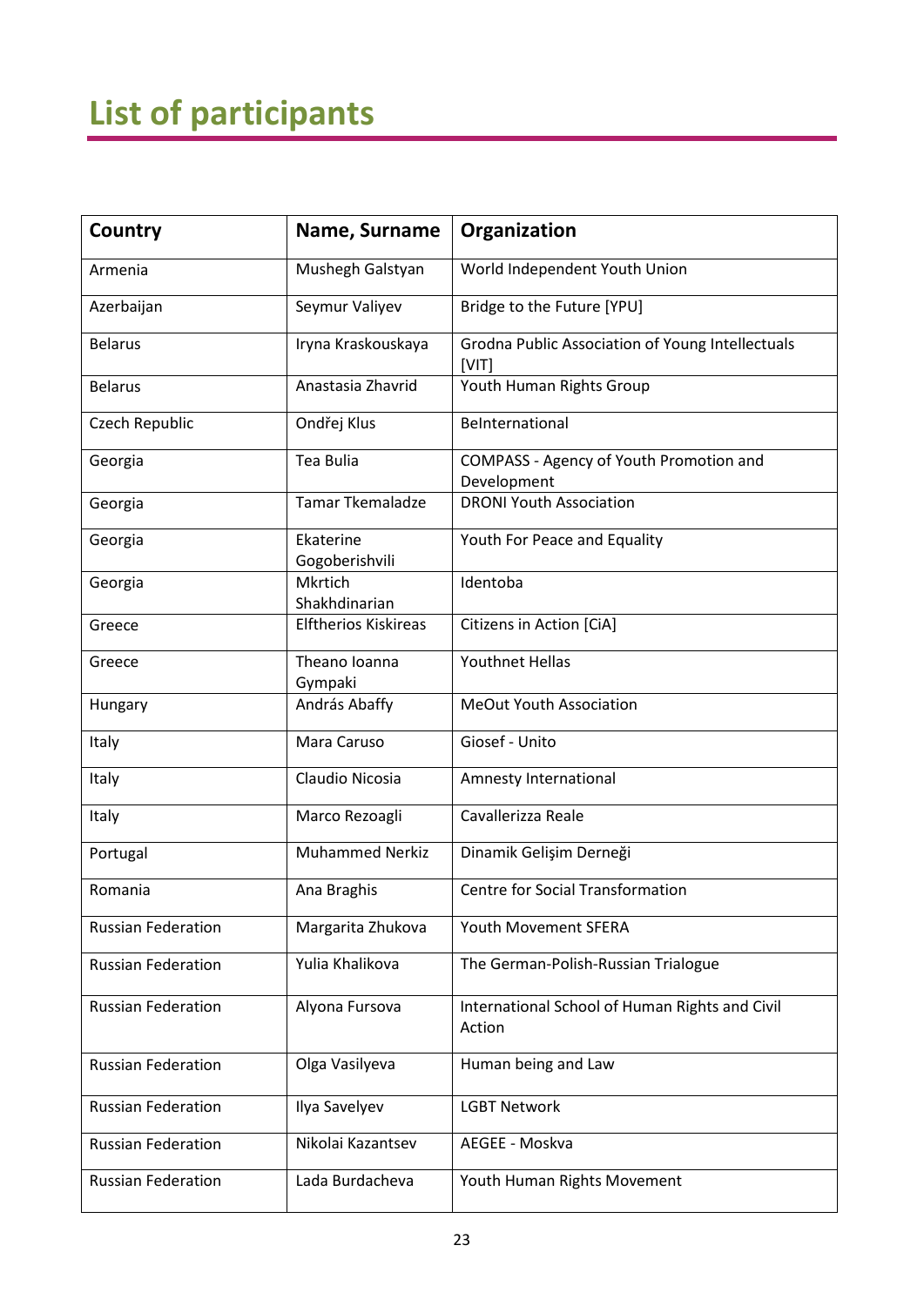# List of participants

| Country | Name, Surname | Organization |
|---|---|---|
| Armenia | Mushegh Galstyan | World Independent Youth Union |
| Azerbaijan | Seymur Valiyev | Bridge to the Future [YPU] |
| Belarus | Iryna Kraskouskaya | Grodna Public Association of Young Intellectuals [VIT] |
| Belarus | Anastasia Zhavrid | Youth Human Rights Group |
| Czech Republic | Ondřej Klus | BeInternational |
| Georgia | Tea Bulia | COMPASS - Agency of Youth Promotion and Development |
| Georgia | Tamar Tkemaladze | DRONI Youth Association |
| Georgia | Ekaterine Gogoberishvili | Youth For Peace and Equality |
| Georgia | Mkrtich Shakhdinarian | Identoba |
| Greece | Elftherios Kiskireas | Citizens in Action [CiA] |
| Greece | Theano Ioanna Gympaki | Youthnet Hellas |
| Hungary | András Abaffy | MeOut Youth Association |
| Italy | Mara Caruso | Giosef - Unito |
| Italy | Claudio Nicosia | Amnesty International |
| Italy | Marco Rezoagli | Cavallerizza Reale |
| Portugal | Muhammed Nerkiz | Dinamik Gelişim Derneği |
| Romania | Ana Braghis | Centre for Social Transformation |
| Russian Federation | Margarita Zhukova | Youth Movement SFERA |
| Russian Federation | Yulia Khalikova | The German-Polish-Russian Trialogue |
| Russian Federation | Alyona Fursova | International School of Human Rights and Civil Action |
| Russian Federation | Olga Vasilyeva | Human being and Law |
| Russian Federation | Ilya Savelyev | LGBT Network |
| Russian Federation | Nikolai Kazantsev | AEGEE - Moskva |
| Russian Federation | Lada Burdacheva | Youth Human Rights Movement |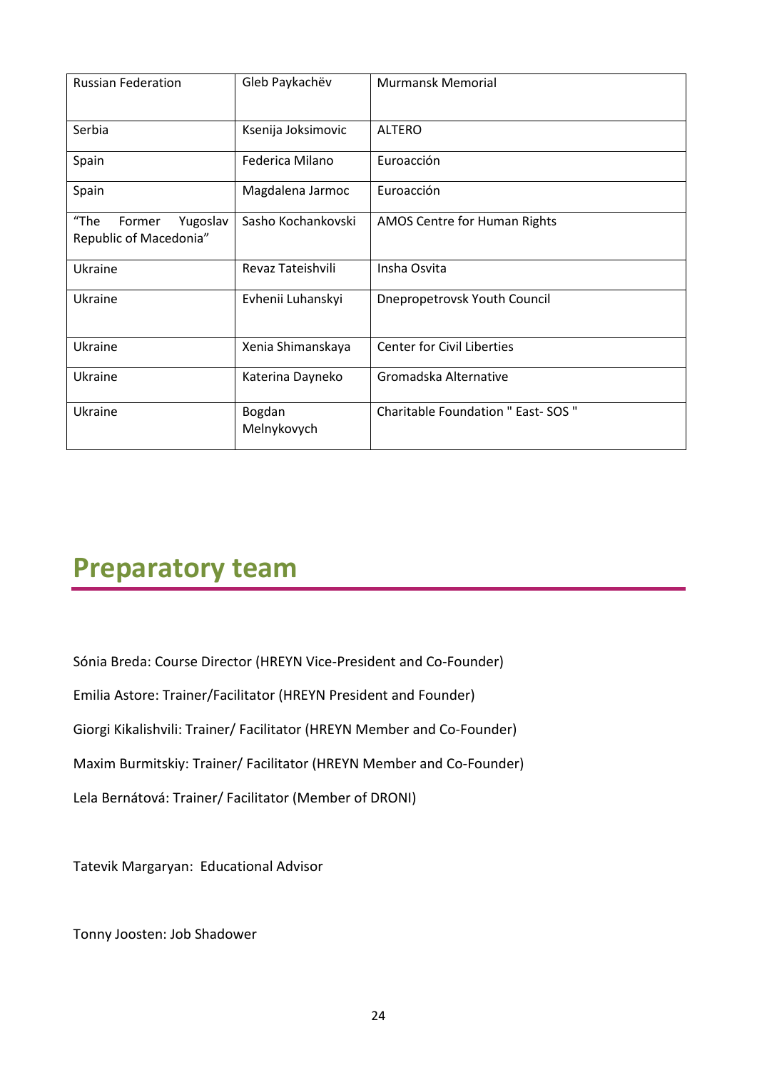| Russian Federation | Gleb Paykachëv | Murmansk Memorial |
|---|---|---|
| Serbia | Ksenija Joksimovic | ALTERO |
| Spain | Federica Milano | Euroacción |
| Spain | Magdalena Jarmoc | Euroacción |
| “The Former Yugoslav Republic of Macedonia” | Sasho Kochankovski | AMOS Centre for Human Rights |
| Ukraine | Revaz Tateishvili | Insha Osvita |
| Ukraine | Evhenii Luhanskyi | Dnepropetrovsk Youth Council |
| Ukraine | Xenia Shimanskaya | Center for Civil Liberties |
| Ukraine | Katerina Dayneko | Gromadska Alternative |
| Ukraine | Bogdan Melnykovych | Charitable Foundation " East- SOS " |

# Preparatory team

Sónia Breda: Course Director (HREYN Vice-President and Co-Founder)

Emilia Astore: Trainer/Facilitator (HREYN President and Founder)

Giorgi Kikalishvili: Trainer/ Facilitator (HREYN Member and Co-Founder)

Maxim Burmitskiy: Trainer/ Facilitator (HREYN Member and Co-Founder)

Lela Bernátová: Trainer/ Facilitator (Member of DRONI)

Tatevik Margaryan: Educational Advisor

Tonny Joosten: Job Shadower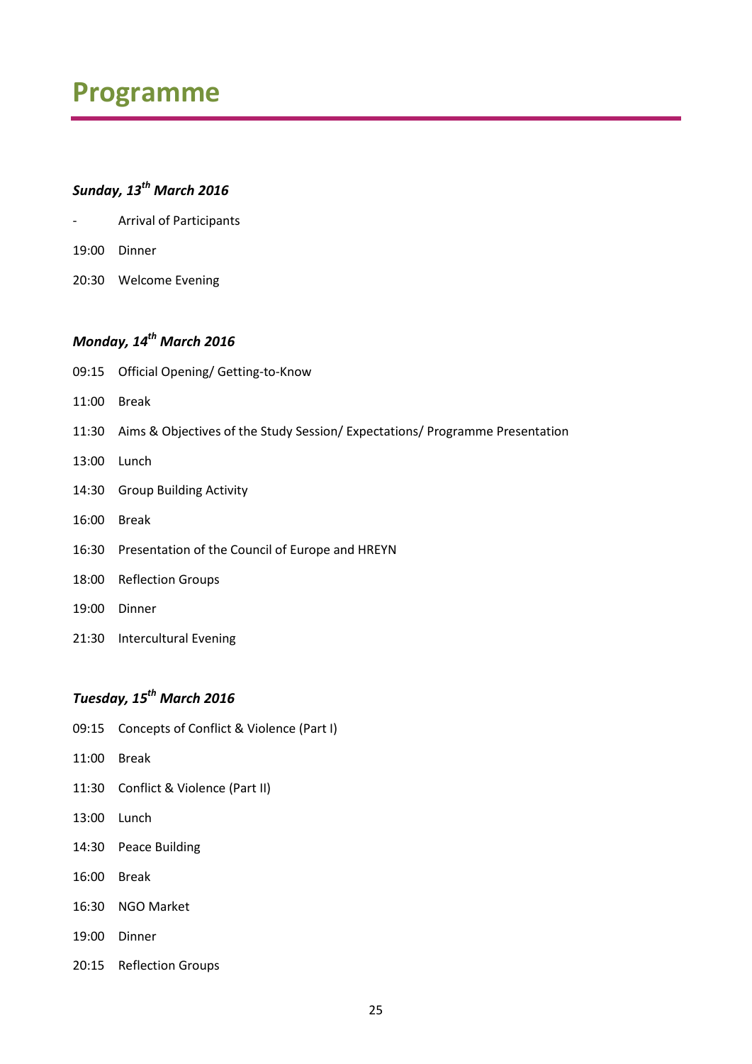# Programme

***Sunday, 13th March 2016***

| | |
|---|---|
| - | Arrival of Participants |
| 19:00 | Dinner |
| 20:30 | Welcome Evening |

***Monday, 14th March 2016***

| | |
|---|---|
| 09:15 | Official Opening/ Getting-to-Know |
| 11:00 | Break |
| 11:30 | Aims & Objectives of the Study Session/ Expectations/ Programme Presentation |
| 13:00 | Lunch |
| 14:30 | Group Building Activity |
| 16:00 | Break |
| 16:30 | Presentation of the Council of Europe and HREYN |
| 18:00 | Reflection Groups |
| 19:00 | Dinner |
| 21:30 | Intercultural Evening |

***Tuesday, 15th March 2016***

| | |
|---|---|
| 09:15 | Concepts of Conflict & Violence (Part I) |
| 11:00 | Break |
| 11:30 | Conflict & Violence (Part II) |
| 13:00 | Lunch |
| 14:30 | Peace Building |
| 16:00 | Break |
| 16:30 | NGO Market |
| 19:00 | Dinner |
| 20:15 | Reflection Groups |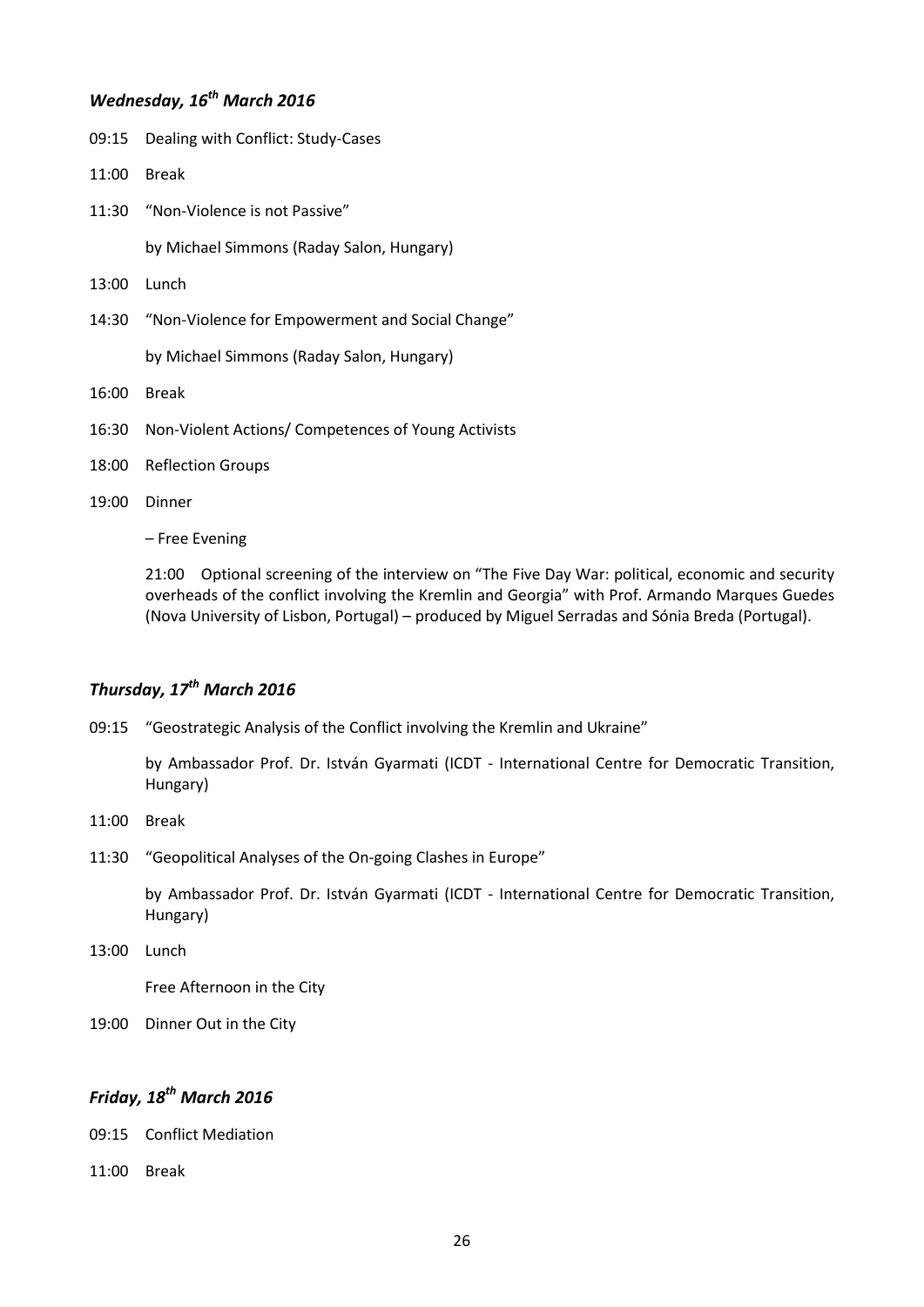### *Wednesday, 16th March 2016*

09:15 Dealing with Conflict: Study-Cases

11:00 Break

11:30 "Non-Violence is not Passive"

by Michael Simmons (Raday Salon, Hungary)

13:00 Lunch

14:30 "Non-Violence for Empowerment and Social Change"

by Michael Simmons (Raday Salon, Hungary)

16:00 Break

16:30 Non-Violent Actions/ Competences of Young Activists

18:00 Reflection Groups

19:00 Dinner

– Free Evening

21:00 Optional screening of the interview on "The Five Day War: political, economic and security overheads of the conflict involving the Kremlin and Georgia" with Prof. Armando Marques Guedes (Nova University of Lisbon, Portugal) – produced by Miguel Serradas and Sónia Breda (Portugal).

### *Thursday, 17th March 2016*

09:15 "Geostrategic Analysis of the Conflict involving the Kremlin and Ukraine"

by Ambassador Prof. Dr. István Gyarmati (ICDT - International Centre for Democratic Transition, Hungary)

11:00 Break

11:30 "Geopolitical Analyses of the On-going Clashes in Europe"

by Ambassador Prof. Dr. István Gyarmati (ICDT - International Centre for Democratic Transition, Hungary)

13:00 Lunch

Free Afternoon in the City

19:00 Dinner Out in the City

### *Friday, 18th March 2016*

09:15 Conflict Mediation

11:00 Break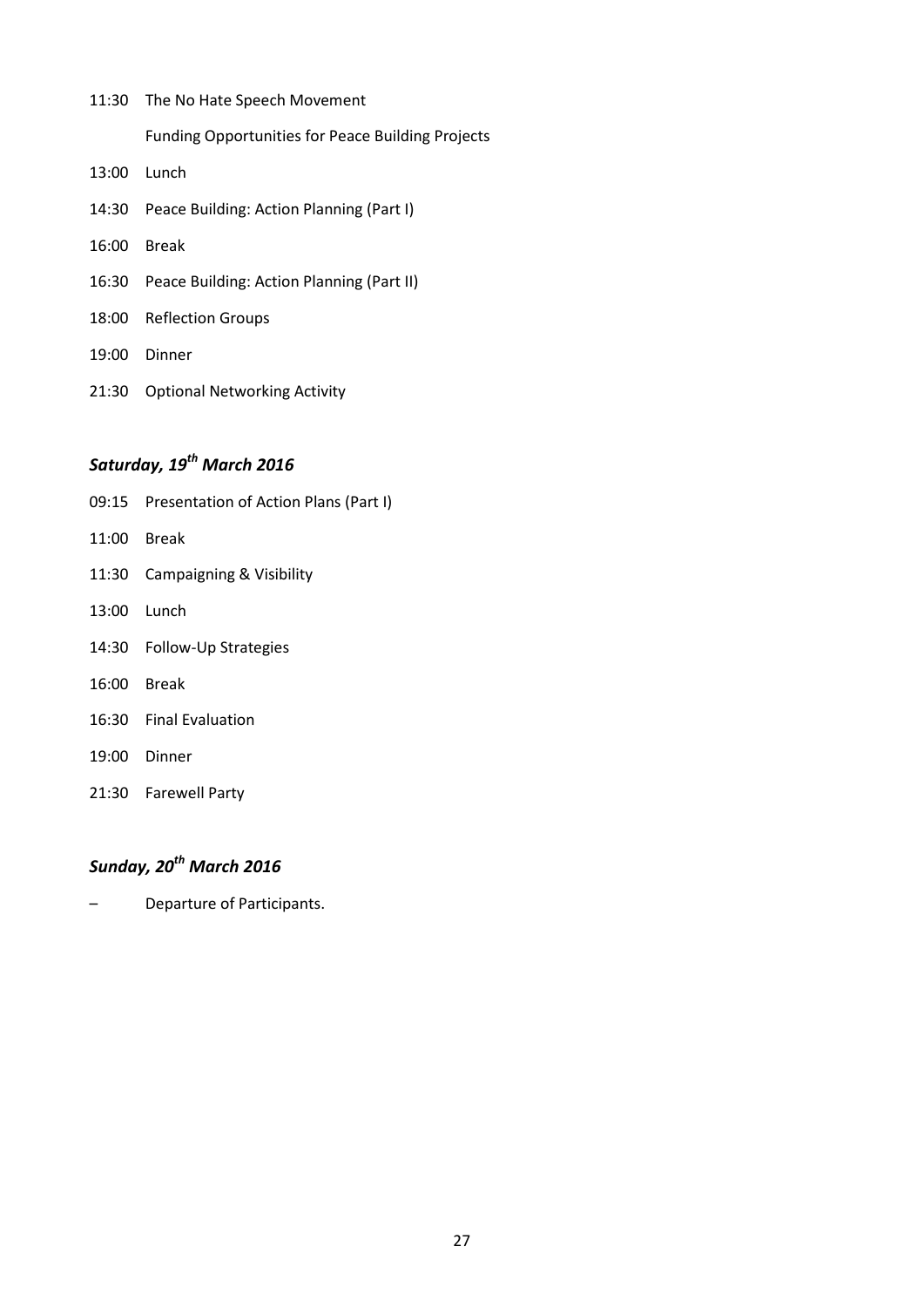11:30 The No Hate Speech Movement

Funding Opportunities for Peace Building Projects

13:00 Lunch

14:30 Peace Building: Action Planning (Part I)

16:00 Break

16:30 Peace Building: Action Planning (Part II)

18:00 Reflection Groups

19:00 Dinner

21:30 Optional Networking Activity

### *Saturday, 19th March 2016*

09:15 Presentation of Action Plans (Part I)

11:00 Break

11:30 Campaigning & Visibility

13:00 Lunch

14:30 Follow-Up Strategies

16:00 Break

16:30 Final Evaluation

19:00 Dinner

21:30 Farewell Party

### *Sunday, 20th March 2016*

– Departure of Participants.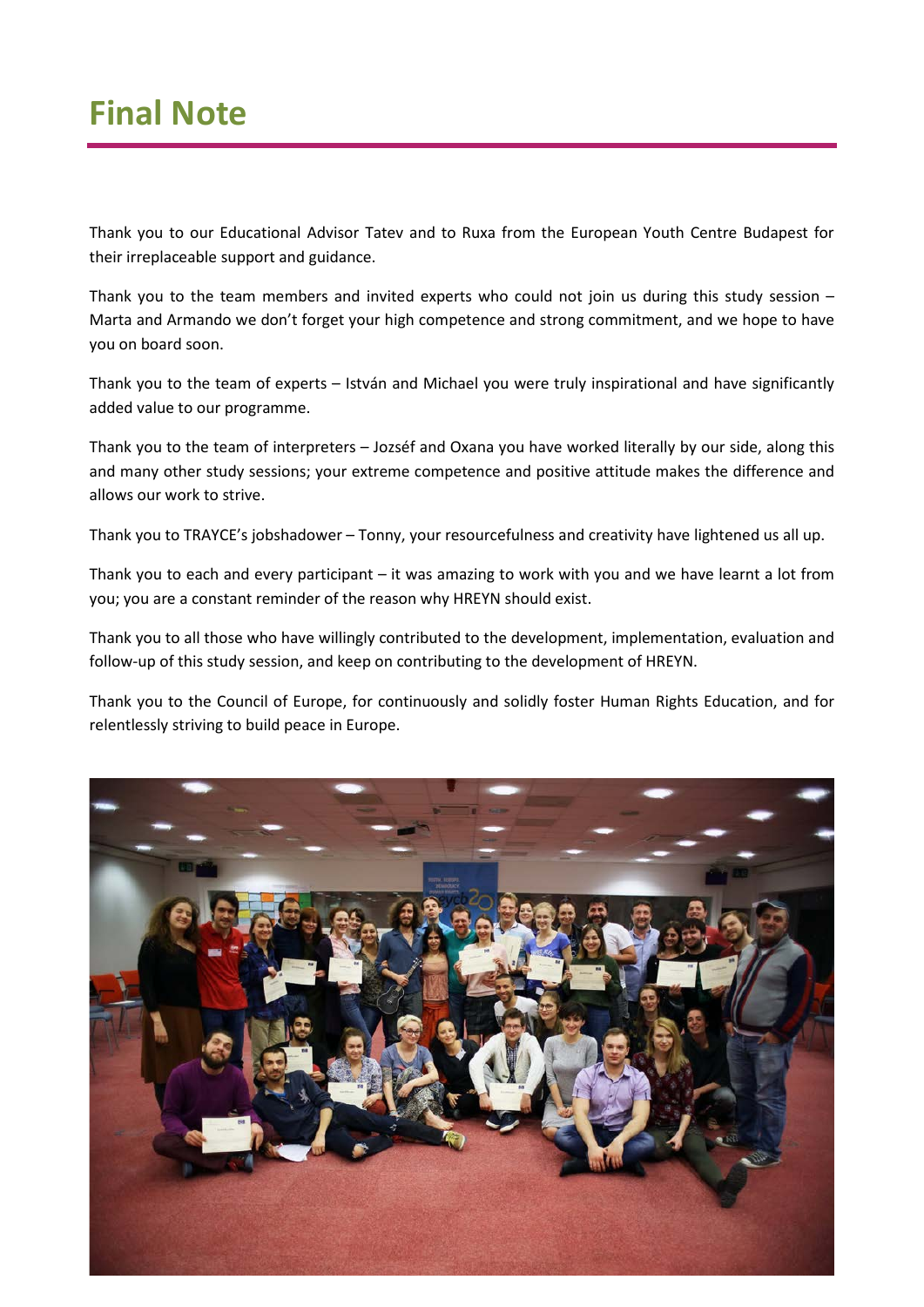# Final Note

Thank you to our Educational Advisor Tatev and to Ruxa from the European Youth Centre Budapest for their irreplaceable support and guidance.

Thank you to the team members and invited experts who could not join us during this study session – Marta and Armando we don't forget your high competence and strong commitment, and we hope to have you on board soon.

Thank you to the team of experts – István and Michael you were truly inspirational and have significantly added value to our programme.

Thank you to the team of interpreters – Jozséf and Oxana you have worked literally by our side, along this and many other study sessions; your extreme competence and positive attitude makes the difference and allows our work to strive.

Thank you to TRAYCE's jobshadower – Tonny, your resourcefulness and creativity have lightened us all up.

Thank you to each and every participant – it was amazing to work with you and we have learnt a lot from you; you are a constant reminder of the reason why HREYN should exist.

Thank you to all those who have willingly contributed to the development, implementation, evaluation and follow-up of this study session, and keep on contributing to the development of HREYN.

Thank you to the Council of Europe, for continuously and solidly foster Human Rights Education, and for relentlessly striving to build peace in Europe.